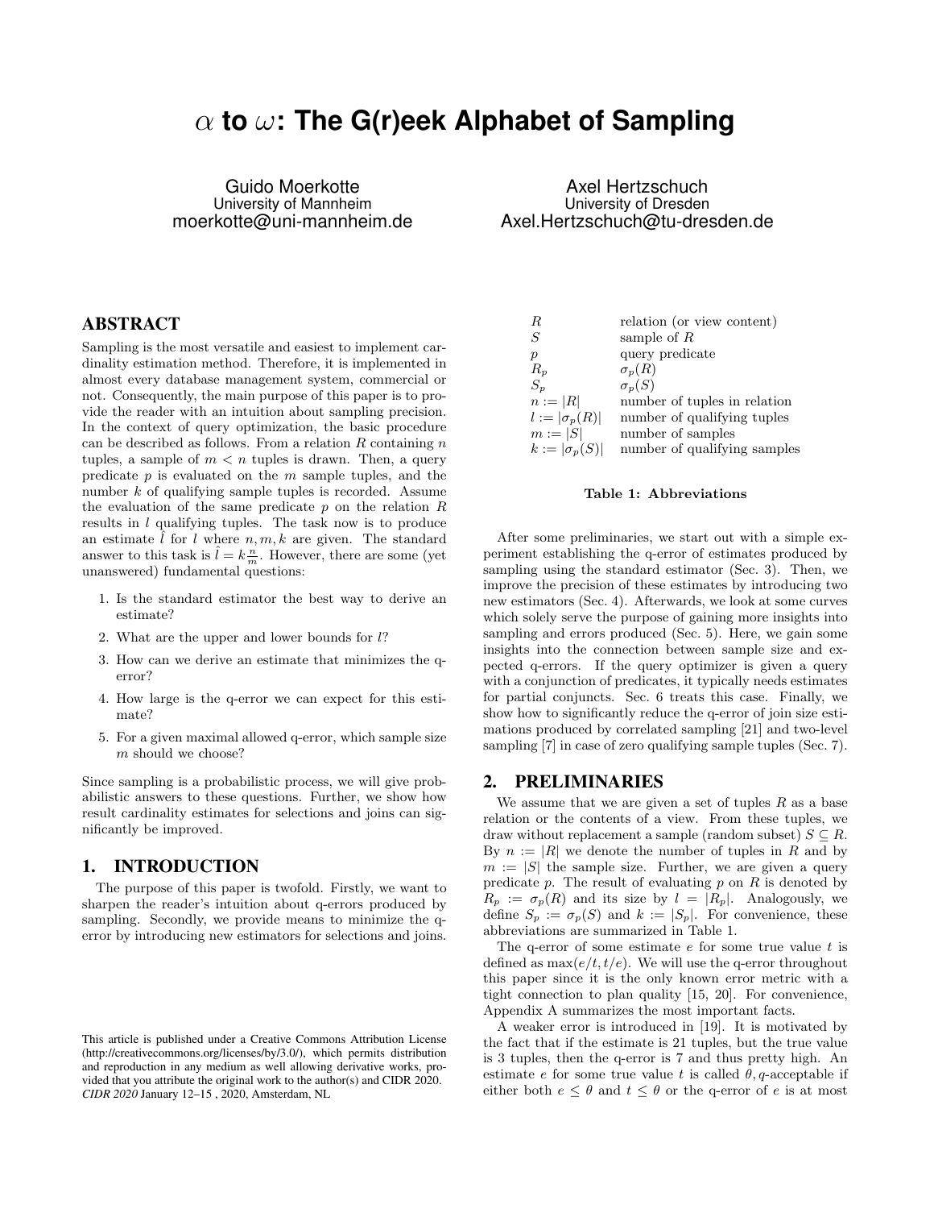# $\alpha$ to $\omega$: The G(r)eek Alphabet of Sampling

Guido Moerkotte
University of Mannheim
moerkotte@uni-mannheim.de

Axel Hertzschuch
University of Dresden
Axel.Hertzschuch@tu-dresden.de

## ABSTRACT

Sampling is the most versatile and easiest to implement cardinality estimation method. Therefore, it is implemented in almost every database management system, commercial or not. Consequently, the main purpose of this paper is to provide the reader with an intuition about sampling precision. In the context of query optimization, the basic procedure can be described as follows. From a relation $R$ containing $n$ tuples, a sample of $m < n$ tuples is drawn. Then, a query predicate $p$ is evaluated on the $m$ sample tuples, and the number $k$ of qualifying sample tuples is recorded. Assume the evaluation of the same predicate $p$ on the relation $R$ results in $l$ qualifying tuples. The task now is to produce an estimate $\hat{l}$ for $l$ where $n, m, k$ are given. The standard answer to this task is $\hat{l} = k\frac{n}{m}$. However, there are some (yet unanswered) fundamental questions:

1. Is the standard estimator the best way to derive an estimate?
2. What are the upper and lower bounds for $l$?
3. How can we derive an estimate that minimizes the q-error?
4. How large is the q-error we can expect for this estimate?
5. For a given maximal allowed q-error, which sample size $m$ should we choose?

Since sampling is a probabilistic process, we will give probabilistic answers to these questions. Further, we show how result cardinality estimates for selections and joins can significantly be improved.

## 1. INTRODUCTION

The purpose of this paper is twofold. Firstly, we want to sharpen the reader's intuition about q-errors produced by sampling. Secondly, we provide means to minimize the q-error by introducing new estimators for selections and joins.

| | |
|---|---|
| $R$ | relation (or view content) |
| $S$ | sample of $R$ |
| $p$ | query predicate |
| $R_p$ | $\sigma_p(R)$ |
| $S_p$ | $\sigma_p(S)$ |
| $n := \|R\|$ | number of tuples in relation |
| $l := \|\sigma_p(R)\|$ | number of qualifying tuples |
| $m := \|S\|$ | number of samples |
| $k := \|\sigma_p(S)\|$ | number of qualifying samples |

**Table 1: Abbreviations**

After some preliminaries, we start out with a simple experiment establishing the q-error of estimates produced by sampling using the standard estimator (Sec. 3). Then, we improve the precision of these estimates by introducing two new estimators (Sec. 4). Afterwards, we look at some curves which solely serve the purpose of gaining more insights into sampling and errors produced (Sec. 5). Here, we gain some insights into the connection between sample size and expected q-errors. If the query optimizer is given a query with a conjunction of predicates, it typically needs estimates for partial conjuncts. Sec. 6 treats this case. Finally, we show how to significantly reduce the q-error of join size estimations produced by correlated sampling [21] and two-level sampling [7] in case of zero qualifying sample tuples (Sec. 7).

## 2. PRELIMINARIES

We assume that we are given a set of tuples $R$ as a base relation or the contents of a view. From these tuples, we draw without replacement a sample (random subset) $S \subseteq R$. By $n := |R|$ we denote the number of tuples in $R$ and by $m := |S|$ the sample size. Further, we are given a query predicate $p$. The result of evaluating $p$ on $R$ is denoted by $R_p := \sigma_p(R)$ and its size by $l = |R_p|$. Analogously, we define $S_p := \sigma_p(S)$ and $k := |S_p|$. For convenience, these abbreviations are summarized in Table 1.

The q-error of some estimate $e$ for some true value $t$ is defined as $\max(e/t, t/e)$. We will use the q-error throughout this paper since it is the only known error metric with a tight connection to plan quality [15, 20]. For convenience, Appendix A summarizes the most important facts.

A weaker error is introduced in [19]. It is motivated by the fact that if the estimate is 21 tuples, but the true value is 3 tuples, then the q-error is 7 and thus pretty high. An estimate $e$ for some true value $t$ is called $\theta, q$-acceptable if either both $e \leq \theta$ and $t \leq \theta$ or the q-error of $e$ is at most

This article is published under a Creative Commons Attribution License (http://creativecommons.org/licenses/by/3.0/), which permits distribution and reproduction in any medium as well allowing derivative works, provided that you attribute the original work to the author(s) and CIDR 2020. *CIDR 2020* January 12–15 , 2020, Amsterdam, NL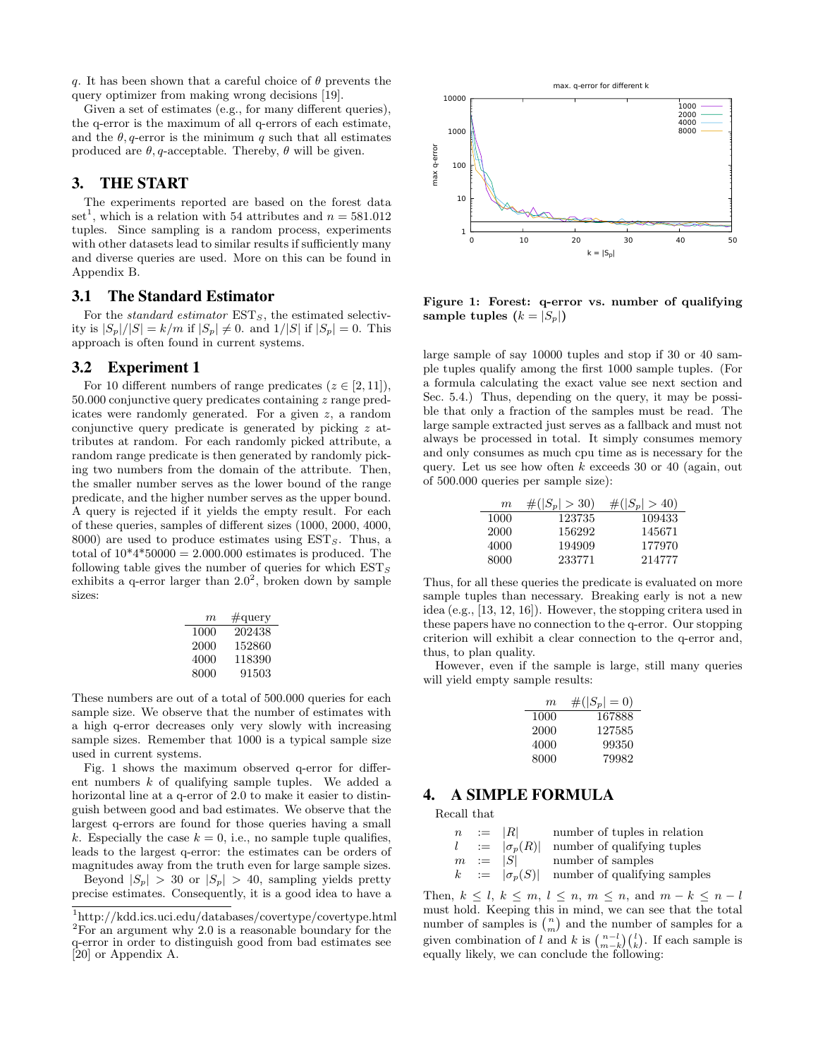q. It has been shown that a careful choice of $\theta$ prevents the query optimizer from making wrong decisions [19].

Given a set of estimates (e.g., for many different queries), the q-error is the maximum of all q-errors of each estimate, and the $\theta, q$-error is the minimum $q$ such that all estimates produced are $\theta, q$-acceptable. Thereby, $\theta$ will be given.

# 3. THE START

The experiments reported are based on the forest data set[1], which is a relation with 54 attributes and $n = 581.012$ tuples. Since sampling is a random process, experiments with other datasets lead to similar results if sufficiently many and diverse queries are used. More on this can be found in Appendix B.

## 3.1 The Standard Estimator

For the *standard estimator* $\text{EST}_S$, the estimated selectivity is $|S_p|/|S| = k/m$ if $|S_p| \neq 0$. and $1/|S|$ if $|S_p| = 0$. This approach is often found in current systems.

## 3.2 Experiment 1

For 10 different numbers of range predicates ($z \in [2, 11]$), 50.000 conjunctive query predicates containing $z$ range predicates were randomly generated. For a given $z$, a random conjunctive query predicate is generated by picking $z$ attributes at random. For each randomly picked attribute, a random range predicate is then generated by randomly picking two numbers from the domain of the attribute. Then, the smaller number serves as the lower bound of the range predicate, and the higher number serves as the upper bound. A query is rejected if it yields the empty result. For each of these queries, samples of different sizes (1000, 2000, 4000, 8000) are used to produce estimates using $\text{EST}_S$. Thus, a total of 10\*4\*50000 = 2.000.000 estimates is produced. The following table gives the number of queries for which $\text{EST}_S$ exhibits a q-error larger than 2.0[2], broken down by sample sizes:

| $m$ | #query |
|---|---|
| 1000 | 202438 |
| 2000 | 152860 |
| 4000 | 118390 |
| 8000 | 91503 |

These numbers are out of a total of 500.000 queries for each sample size. We observe that the number of estimates with a high q-error decreases only very slowly with increasing sample sizes. Remember that 1000 is a typical sample size used in current systems.

Fig. 1 shows the maximum observed q-error for different numbers $k$ of qualifying sample tuples. We added a horizontal line at a q-error of 2.0 to make it easier to distinguish between good and bad estimates. We observe that the largest q-errors are found for those queries having a small $k$. Especially the case $k = 0$, i.e., no sample tuple qualifies, leads to the largest q-error: the estimates can be orders of magnitudes away from the truth even for large sample sizes.

Beyond $|S_p| > 30$ or $|S_p| > 40$, sampling yields pretty precise estimates. Consequently, it is a good idea to have a large sample of say 10000 tuples and stop if 30 or 40 sample tuples qualify among the first 1000 sample tuples. (For a formula calculating the exact value see next section and Sec. 5.4.) Thus, depending on the query, it may be possible that only a fraction of the samples must be read. The large sample extracted just serves as a fallback and must not always be processed in total. It simply consumes memory and only consumes as much cpu time as is necessary for the query. Let us see how often $k$ exceeds 30 or 40 (again, out of 500.000 queries per sample size):

[1] http://kdd.ics.uci.edu/databases/covertype/covertype.html

[2] For an argument why 2.0 is a reasonable boundary for the q-error in order to distinguish good from bad estimates see [20] or Appendix A.

**Figure 1: Forest: q-error vs. number of qualifying sample tuples ($k = |S_p|$)**

| $m$ | $\#(\vert S_p\vert > 30)$ | $\#(\vert S_p\vert > 40)$ |
|---|---|---|
| 1000 | 123735 | 109433 |
| 2000 | 156292 | 145671 |
| 4000 | 194909 | 177970 |
| 8000 | 233771 | 214777 |

Thus, for all these queries the predicate is evaluated on more sample tuples than necessary. Breaking early is not a new idea (e.g., [13, 12, 16]). However, the stopping critera used in these papers have no connection to the q-error. Our stopping criterion will exhibit a clear connection to the q-error and, thus, to plan quality.

However, even if the sample is large, still many queries will yield empty sample results:

| $m$ | $\#(\vert S_p\vert = 0)$ |
|---|---|
| 1000 | 167888 |
| 2000 | 127585 |
| 4000 | 99350 |
| 8000 | 79982 |

# 4. A SIMPLE FORMULA

Recall that

$$
\begin{aligned}
n &:= |R| && \text{number of tuples in relation} \\
l &:= |\sigma_p(R)| && \text{number of qualifying tuples} \\
m &:= |S| && \text{number of samples} \\
k &:= |\sigma_p(S)| && \text{number of qualifying samples}
\end{aligned}
$$

Then, $k \leq l$, $k \leq m$, $l \leq n$, $m \leq n$, and $m - k \leq n - l$ must hold. Keeping this in mind, we can see that the total number of samples is $\binom{n}{m}$ and the number of samples for a given combination of $l$ and $k$ is $\binom{n-l}{m-k}\binom{l}{k}$. If each sample is equally likely, we can conclude the following: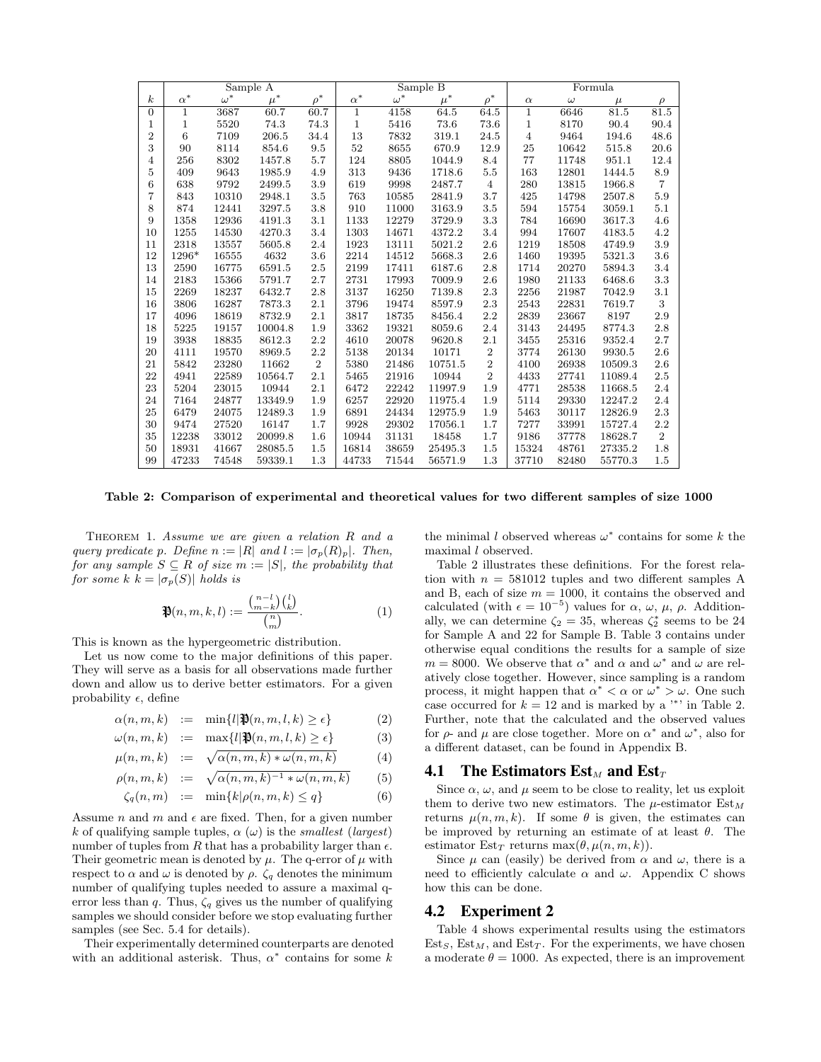| | Sample A | | | | Sample B | | | | Formula | | | |
|---|---|---|---|---|---|---|---|---|---|---|---|---|
| $k$ | $\alpha^*$ | $\omega^*$ | $\mu^*$ | $\rho^*$ | $\alpha^*$ | $\omega^*$ | $\mu^*$ | $\rho^*$ | $\alpha$ | $\omega$ | $\mu$ | $\rho$ |
| 0 | 1 | 3687 | 60.7 | 60.7 | 1 | 4158 | 64.5 | 64.5 | 1 | 6646 | 81.5 | 81.5 |
| 1 | 1 | 5520 | 74.3 | 74.3 | 1 | 5416 | 73.6 | 73.6 | 1 | 8170 | 90.4 | 90.4 |
| 2 | 6 | 7109 | 206.5 | 34.4 | 13 | 7832 | 319.1 | 24.5 | 4 | 9464 | 194.6 | 48.6 |
| 3 | 90 | 8114 | 854.6 | 9.5 | 52 | 8655 | 670.9 | 12.9 | 25 | 10642 | 515.8 | 20.6 |
| 4 | 256 | 8302 | 1457.8 | 5.7 | 124 | 8805 | 1044.9 | 8.4 | 77 | 11748 | 951.1 | 12.4 |
| 5 | 409 | 9643 | 1985.9 | 4.9 | 313 | 9436 | 1718.6 | 5.5 | 163 | 12801 | 1444.5 | 8.9 |
| 6 | 638 | 9792 | 2499.5 | 3.9 | 619 | 9998 | 2487.7 | 4 | 280 | 13815 | 1966.8 | 7 |
| 7 | 843 | 10310 | 2948.1 | 3.5 | 763 | 10585 | 2841.9 | 3.7 | 425 | 14798 | 2507.8 | 5.9 |
| 8 | 874 | 12441 | 3297.5 | 3.8 | 910 | 11000 | 3163.9 | 3.5 | 594 | 15754 | 3059.1 | 5.1 |
| 9 | 1358 | 12936 | 4191.3 | 3.1 | 1133 | 12279 | 3729.9 | 3.3 | 784 | 16690 | 3617.3 | 4.6 |
| 10 | 1255 | 14530 | 4270.3 | 3.4 | 1303 | 14671 | 4372.2 | 3.4 | 994 | 17607 | 4183.5 | 4.2 |
| 11 | 2318 | 13557 | 5605.8 | 2.4 | 1923 | 13111 | 5021.2 | 2.6 | 1219 | 18508 | 4749.9 | 3.9 |
| 12 | 1296* | 16555 | 4632 | 3.6 | 2214 | 14512 | 5668.3 | 2.6 | 1460 | 19395 | 5321.3 | 3.6 |
| 13 | 2590 | 16775 | 6591.5 | 2.5 | 2199 | 17411 | 6187.6 | 2.8 | 1714 | 20270 | 5894.3 | 3.4 |
| 14 | 2183 | 15366 | 5791.7 | 2.7 | 2731 | 17993 | 7009.9 | 2.6 | 1980 | 21133 | 6468.6 | 3.3 |
| 15 | 2269 | 18237 | 6432.7 | 2.8 | 3137 | 16250 | 7139.8 | 2.3 | 2256 | 21987 | 7042.9 | 3.1 |
| 16 | 3806 | 16287 | 7873.3 | 2.1 | 3796 | 19474 | 8597.9 | 2.3 | 2543 | 22831 | 7619.7 | 3 |
| 17 | 4096 | 18619 | 8732.9 | 2.1 | 3817 | 18735 | 8456.4 | 2.2 | 2839 | 23667 | 8197 | 2.9 |
| 18 | 5225 | 19157 | 10004.8 | 1.9 | 3362 | 19321 | 8059.6 | 2.4 | 3143 | 24495 | 8774.3 | 2.8 |
| 19 | 3938 | 18835 | 8612.3 | 2.2 | 4610 | 20078 | 9620.8 | 2.1 | 3455 | 25316 | 9352.4 | 2.7 |
| 20 | 4111 | 19570 | 8969.5 | 2.2 | 5138 | 20134 | 10171 | 2 | 3774 | 26130 | 9930.5 | 2.6 |
| 21 | 5842 | 23280 | 11662 | 2 | 5380 | 21486 | 10751.5 | 2 | 4100 | 26938 | 10509.3 | 2.6 |
| 22 | 4941 | 22589 | 10564.7 | 2.1 | 5465 | 21916 | 10944 | 2 | 4433 | 27741 | 11089.4 | 2.5 |
| 23 | 5204 | 23015 | 10944 | 2.1 | 6472 | 22242 | 11997.9 | 1.9 | 4771 | 28538 | 11668.5 | 2.4 |
| 24 | 7164 | 24877 | 13349.9 | 1.9 | 6257 | 22920 | 11975.4 | 1.9 | 5114 | 29330 | 12247.2 | 2.4 |
| 25 | 6479 | 24075 | 12489.3 | 1.9 | 6891 | 24434 | 12975.9 | 1.9 | 5463 | 30117 | 12826.9 | 2.3 |
| 30 | 9474 | 27520 | 16147 | 1.7 | 9928 | 29302 | 17056.1 | 1.7 | 7277 | 33991 | 15727.4 | 2.2 |
| 35 | 12238 | 33012 | 20099.8 | 1.6 | 10944 | 31131 | 18458 | 1.7 | 9186 | 37778 | 18628.7 | 2 |
| 50 | 18931 | 41667 | 28085.5 | 1.5 | 16814 | 38659 | 25495.3 | 1.5 | 15324 | 48761 | 27335.2 | 1.8 |
| 99 | 47233 | 74548 | 59339.1 | 1.3 | 44733 | 71544 | 56571.9 | 1.3 | 37710 | 82480 | 55770.3 | 1.5 |

**Table 2: Comparison of experimental and theoretical values for two different samples of size 1000**

THEOREM 1. *Assume we are given a relation $R$ and a query predicate $p$. Define $n := |R|$ and $l := |\sigma_p(R)_p|$. Then, for any sample $S \subseteq R$ of size $m := |S|$, the probability that for some $k$ $k = |\sigma_p(S)|$ holds is*

$$\mathfrak{P}(n,m,k,l) := \frac{\binom{n-l}{m-k}\binom{l}{k}}{\binom{n}{m}}. \tag{1}$$

This is known as the hypergeometric distribution.

Let us now come to the major definitions of this paper. They will serve as a basis for all observations made further down and allow us to derive better estimators. For a given probability $\epsilon$, define

$$\alpha(n,m,k) := \min\{l|\mathfrak{P}(n,m,l,k) \geq \epsilon\} \tag{2}$$

$$\omega(n,m,k) := \max\{l|\mathfrak{P}(n,m,l,k) \geq \epsilon\} \tag{3}$$

$$\mu(n,m,k) := \sqrt{\alpha(n,m,k) * \omega(n,m,k)} \tag{4}$$

$$\rho(n,m,k) := \sqrt{\alpha(n,m,k)^{-1} * \omega(n,m,k)} \tag{5}$$

$$\zeta_q(n,m) := \min\{k|\rho(n,m,k) \leq q\} \tag{6}$$

Assume $n$ and $m$ and $\epsilon$ are fixed. Then, for a given number $k$ of qualifying sample tuples, $\alpha$ ($\omega$) is the *smallest* (*largest*) number of tuples from $R$ that has a probability larger than $\epsilon$. Their geometric mean is denoted by $\mu$. The q-error of $\mu$ with respect to $\alpha$ and $\omega$ is denoted by $\rho$. $\zeta_q$ denotes the minimum number of qualifying tuples needed to assure a maximal q-error less than $q$. Thus, $\zeta_q$ gives us the number of qualifying samples we should consider before we stop evaluating further samples (see Sec. 5.4 for details).

Their experimentally determined counterparts are denoted with an additional asterisk. Thus, $\alpha^*$ contains for some $k$ the minimal $l$ observed whereas $\omega^*$ contains for some $k$ the maximal $l$ observed.

Table 2 illustrates these definitions. For the forest relation with $n = 581012$ tuples and two different samples A and B, each of size $m = 1000$, it contains the observed and calculated (with $\epsilon = 10^{-5}$) values for $\alpha$, $\omega$, $\mu$, $\rho$. Additionally, we can determine $\zeta_2 = 35$, whereas $\zeta_2^*$ seems to be 24 for Sample A and 22 for Sample B. Table 3 contains under otherwise equal conditions the results for a sample of size $m = 8000$. We observe that $\alpha^*$ and $\alpha$ and $\omega^*$ and $\omega$ are relatively close together. However, since sampling is a random process, it might happen that $\alpha^* < \alpha$ or $\omega^* > \omega$. One such case occurred for $k = 12$ and is marked by a '*' in Table 2. Further, note that the calculated and the observed values for $\rho$- and $\mu$ are close together. More on $\alpha^*$ and $\omega^*$, also for a different dataset, can be found in Appendix B.

### 4.1 The Estimators $\text{Est}_M$ and $\text{Est}_T$

Since $\alpha$, $\omega$, and $\mu$ seem to be close to reality, let us exploit them to derive two new estimators. The $\mu$-estimator $\text{Est}_M$ returns $\mu(n,m,k)$. If some $\theta$ is given, the estimates can be improved by returning an estimate of at least $\theta$. The estimator $\text{Est}_T$ returns $\max(\theta, \mu(n,m,k))$.

Since $\mu$ can (easily) be derived from $\alpha$ and $\omega$, there is a need to efficiently calculate $\alpha$ and $\omega$. Appendix C shows how this can be done.

### 4.2 Experiment 2

Table 4 shows experimental results using the estimators $\text{Est}_S$, $\text{Est}_M$, and $\text{Est}_T$. For the experiments, we have chosen a moderate $\theta = 1000$. As expected, there is an improvement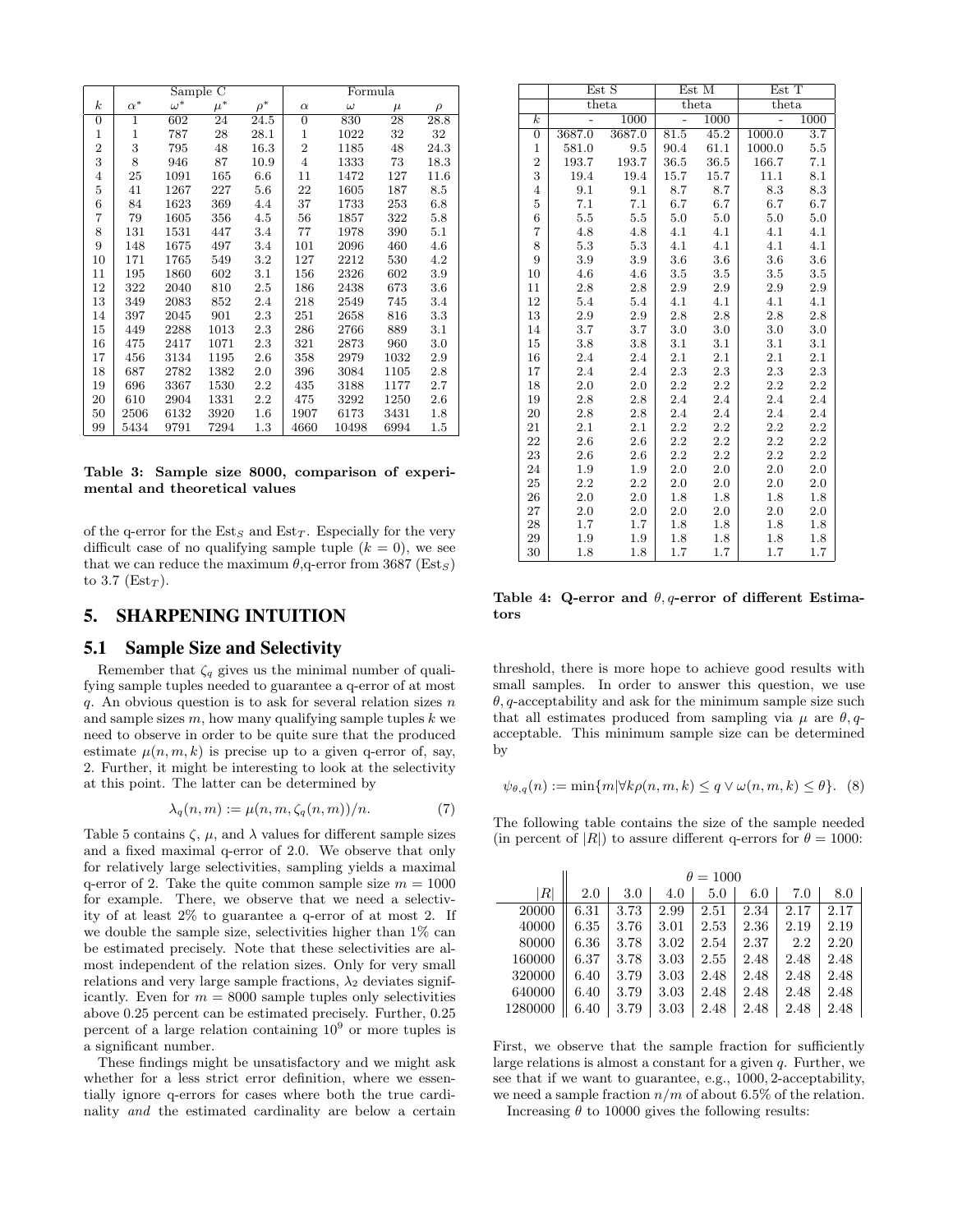| | Sample C | | | | Formula | | | |
|---|---|---|---|---|---|---|---|---|
| $k$ | $\alpha^*$ | $\omega^*$ | $\mu^*$ | $\rho^*$ | $\alpha$ | $\omega$ | $\mu$ | $\rho$ |
| 0 | 1 | 602 | 24 | 24.5 | 0 | 830 | 28 | 28.8 |
| 1 | 1 | 787 | 28 | 28.1 | 1 | 1022 | 32 | 32 |
| 2 | 3 | 795 | 48 | 16.3 | 2 | 1185 | 48 | 24.3 |
| 3 | 8 | 946 | 87 | 10.9 | 4 | 1333 | 73 | 18.3 |
| 4 | 25 | 1091 | 165 | 6.6 | 11 | 1472 | 127 | 11.6 |
| 5 | 41 | 1267 | 227 | 5.6 | 22 | 1605 | 187 | 8.5 |
| 6 | 84 | 1623 | 369 | 4.4 | 37 | 1733 | 253 | 6.8 |
| 7 | 79 | 1605 | 356 | 4.5 | 56 | 1857 | 322 | 5.8 |
| 8 | 131 | 1531 | 447 | 3.4 | 77 | 1978 | 390 | 5.1 |
| 9 | 148 | 1675 | 497 | 3.4 | 101 | 2096 | 460 | 4.6 |
| 10 | 171 | 1765 | 549 | 3.2 | 127 | 2212 | 530 | 4.2 |
| 11 | 195 | 1860 | 602 | 3.1 | 156 | 2326 | 602 | 3.9 |
| 12 | 322 | 2040 | 810 | 2.5 | 186 | 2438 | 673 | 3.6 |
| 13 | 349 | 2083 | 852 | 2.4 | 218 | 2549 | 745 | 3.4 |
| 14 | 397 | 2045 | 901 | 2.3 | 251 | 2658 | 816 | 3.3 |
| 15 | 449 | 2288 | 1013 | 2.3 | 286 | 2766 | 889 | 3.1 |
| 16 | 475 | 2417 | 1071 | 2.3 | 321 | 2873 | 960 | 3.0 |
| 17 | 456 | 3134 | 1195 | 2.6 | 358 | 2979 | 1032 | 2.9 |
| 18 | 687 | 2782 | 1382 | 2.0 | 396 | 3084 | 1105 | 2.8 |
| 19 | 696 | 3367 | 1530 | 2.2 | 435 | 3188 | 1177 | 2.7 |
| 20 | 610 | 2904 | 1331 | 2.2 | 475 | 3292 | 1250 | 2.6 |
| 50 | 2506 | 6132 | 3920 | 1.6 | 1907 | 6173 | 3431 | 1.8 |
| 99 | 5434 | 9791 | 7294 | 1.3 | 4660 | 10498 | 6994 | 1.5 |

**Table 3: Sample size 8000, comparison of experimental and theoretical values**

of the q-error for the $\text{Est}_S$ and $\text{Est}_T$. Especially for the very difficult case of no qualifying sample tuple ($k = 0$), we see that we can reduce the maximum $\theta$,q-error from 3687 ($\text{Est}_S$) to 3.7 ($\text{Est}_T$).

## 5. SHARPENING INTUITION

### 5.1 Sample Size and Selectivity

Remember that $\zeta_q$ gives us the minimal number of qualifying sample tuples needed to guarantee a q-error of at most $q$. An obvious question is to ask for several relation sizes $n$ and sample sizes $m$, how many qualifying sample tuples $k$ we need to observe in order to be quite sure that the produced estimate $\mu(n, m, k)$ is precise up to a given q-error of, say, 2. Further, it might be interesting to look at the selectivity at this point. The latter can be determined by

$$\lambda_q(n, m) := \mu(n, m, \zeta_q(n, m))/n. \quad (7)$$

Table 5 contains $\zeta$, $\mu$, and $\lambda$ values for different sample sizes and a fixed maximal q-error of 2.0. We observe that only for relatively large selectivities, sampling yields a maximal q-error of 2. Take the quite common sample size $m = 1000$ for example. There, we observe that we need a selectivity of at least 2% to guarantee a q-error of at most 2. If we double the sample size, selectivities higher than 1% can be estimated precisely. Note that these selectivities are almost independent of the relation sizes. Only for very small relations and very large sample fractions, $\lambda_2$ deviates significantly. Even for $m = 8000$ sample tuples only selectivities above 0.25 percent can be estimated precisely. Further, 0.25 percent of a large relation containing $10^9$ or more tuples is a significant number.

These findings might be unsatisfactory and we might ask whether for a less strict error definition, where we essentially ignore q-errors for cases where both the true cardinality *and* the estimated cardinality are below a certain threshold, there is more hope to achieve good results with small samples. In order to answer this question, we use $\theta, q$-acceptability and ask for the minimum sample size such that all estimates produced from sampling via $\mu$ are $\theta, q$-acceptable. This minimum sample size can be determined by

$$\psi_{\theta,q}(n) := \min\{m | \forall k \rho(n, m, k) \leq q \vee \omega(n, m, k) \leq \theta\}. \quad (8)$$

The following table contains the size of the sample needed (in percent of $|R|$) to assure different q-errors for $\theta = 1000$:

| | $\theta = 1000$ | | | | | | |
|---|---|---|---|---|---|---|---|
| $\|R\|$ | 2.0 | 3.0 | 4.0 | 5.0 | 6.0 | 7.0 | 8.0 |
| 20000 | 6.31 | 3.73 | 2.99 | 2.51 | 2.34 | 2.17 | 2.17 |
| 40000 | 6.35 | 3.76 | 3.01 | 2.53 | 2.36 | 2.19 | 2.19 |
| 80000 | 6.36 | 3.78 | 3.02 | 2.54 | 2.37 | 2.2 | 2.20 |
| 160000 | 6.37 | 3.78 | 3.03 | 2.55 | 2.48 | 2.48 | 2.48 |
| 320000 | 6.40 | 3.79 | 3.03 | 2.48 | 2.48 | 2.48 | 2.48 |
| 640000 | 6.40 | 3.79 | 3.03 | 2.48 | 2.48 | 2.48 | 2.48 |
| 1280000 | 6.40 | 3.79 | 3.03 | 2.48 | 2.48 | 2.48 | 2.48 |

First, we observe that the sample fraction for sufficiently large relations is almost a constant for a given $q$. Further, we see that if we want to guarantee, e.g., 1000, 2-acceptability, we need a sample fraction $n/m$ of about 6.5% of the relation.

Increasing $\theta$ to 10000 gives the following results:

| | Est S | | Est M | | Est T | |
|---|---|---|---|---|---|---|
| | theta | | theta | | theta | |
| $k$ | - | 1000 | - | 1000 | - | 1000 |
| 0 | 3687.0 | 3687.0 | 81.5 | 45.2 | 1000.0 | 3.7 |
| 1 | 581.0 | 9.5 | 90.4 | 61.1 | 1000.0 | 5.5 |
| 2 | 193.7 | 193.7 | 36.5 | 36.5 | 166.7 | 7.1 |
| 3 | 19.4 | 19.4 | 15.7 | 15.7 | 11.1 | 8.1 |
| 4 | 9.1 | 9.1 | 8.7 | 8.7 | 8.3 | 8.3 |
| 5 | 7.1 | 7.1 | 6.7 | 6.7 | 6.7 | 6.7 |
| 6 | 5.5 | 5.5 | 5.0 | 5.0 | 5.0 | 5.0 |
| 7 | 4.8 | 4.8 | 4.1 | 4.1 | 4.1 | 4.1 |
| 8 | 5.3 | 5.3 | 4.1 | 4.1 | 4.1 | 4.1 |
| 9 | 3.9 | 3.9 | 3.6 | 3.6 | 3.6 | 3.6 |
| 10 | 4.6 | 4.6 | 3.5 | 3.5 | 3.5 | 3.5 |
| 11 | 2.8 | 2.8 | 2.9 | 2.9 | 2.9 | 2.9 |
| 12 | 5.4 | 5.4 | 4.1 | 4.1 | 4.1 | 4.1 |
| 13 | 2.9 | 2.9 | 2.8 | 2.8 | 2.8 | 2.8 |
| 14 | 3.7 | 3.7 | 3.0 | 3.0 | 3.0 | 3.0 |
| 15 | 3.8 | 3.8 | 3.1 | 3.1 | 3.1 | 3.1 |
| 16 | 2.4 | 2.4 | 2.1 | 2.1 | 2.1 | 2.1 |
| 17 | 2.4 | 2.4 | 2.3 | 2.3 | 2.3 | 2.3 |
| 18 | 2.0 | 2.0 | 2.2 | 2.2 | 2.2 | 2.2 |
| 19 | 2.8 | 2.8 | 2.4 | 2.4 | 2.4 | 2.4 |
| 20 | 2.8 | 2.8 | 2.4 | 2.4 | 2.4 | 2.4 |
| 21 | 2.1 | 2.1 | 2.2 | 2.2 | 2.2 | 2.2 |
| 22 | 2.6 | 2.6 | 2.2 | 2.2 | 2.2 | 2.2 |
| 23 | 2.6 | 2.6 | 2.2 | 2.2 | 2.2 | 2.2 |
| 24 | 1.9 | 1.9 | 2.0 | 2.0 | 2.0 | 2.0 |
| 25 | 2.2 | 2.2 | 2.0 | 2.0 | 2.0 | 2.0 |
| 26 | 2.0 | 2.0 | 1.8 | 1.8 | 1.8 | 1.8 |
| 27 | 2.0 | 2.0 | 2.0 | 2.0 | 2.0 | 2.0 |
| 28 | 1.7 | 1.7 | 1.8 | 1.8 | 1.8 | 1.8 |
| 29 | 1.9 | 1.9 | 1.8 | 1.8 | 1.8 | 1.8 |
| 30 | 1.8 | 1.8 | 1.7 | 1.7 | 1.7 | 1.7 |

**Table 4: Q-error and $\theta, q$-error of different Estimators**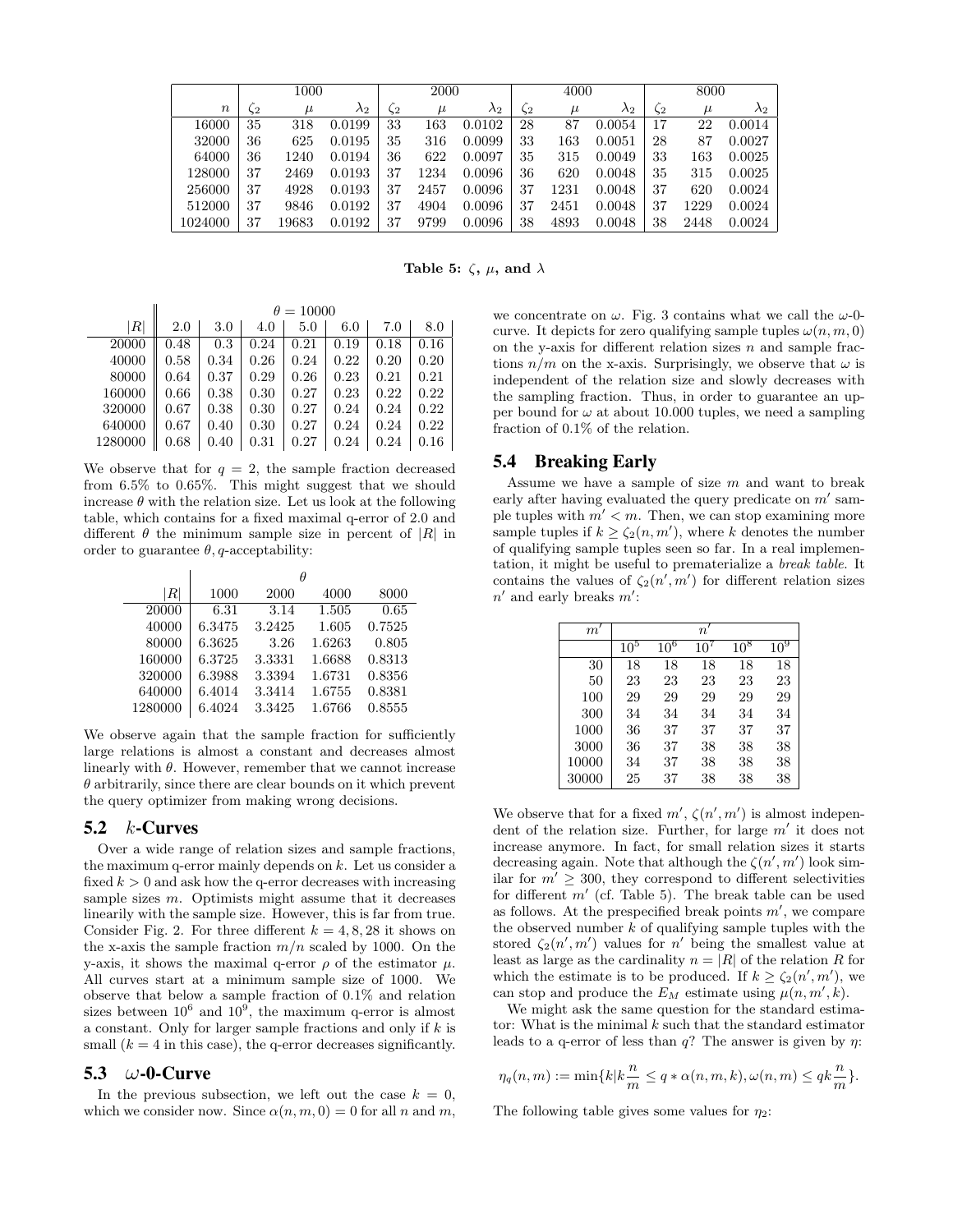| | 1000 | | | 2000 | | | 4000 | | | 8000 | | |
|---|---|---|---|---|---|---|---|---|---|---|---|---|
| $n$ | $\zeta_2$ | $\mu$ | $\lambda_2$ | $\zeta_2$ | $\mu$ | $\lambda_2$ | $\zeta_2$ | $\mu$ | $\lambda_2$ | $\zeta_2$ | $\mu$ | $\lambda_2$ |
| 16000 | 35 | 318 | 0.0199 | 33 | 163 | 0.0102 | 28 | 87 | 0.0054 | 17 | 22 | 0.0014 |
| 32000 | 36 | 625 | 0.0195 | 35 | 316 | 0.0099 | 33 | 163 | 0.0051 | 28 | 87 | 0.0027 |
| 64000 | 36 | 1240 | 0.0194 | 36 | 622 | 0.0097 | 35 | 315 | 0.0049 | 33 | 163 | 0.0025 |
| 128000 | 37 | 2469 | 0.0193 | 37 | 1234 | 0.0096 | 36 | 620 | 0.0048 | 35 | 315 | 0.0025 |
| 256000 | 37 | 4928 | 0.0193 | 37 | 2457 | 0.0096 | 37 | 1231 | 0.0048 | 37 | 620 | 0.0024 |
| 512000 | 37 | 9846 | 0.0192 | 37 | 4904 | 0.0096 | 37 | 2451 | 0.0048 | 37 | 1229 | 0.0024 |
| 1024000 | 37 | 19683 | 0.0192 | 37 | 9799 | 0.0096 | 38 | 4893 | 0.0048 | 38 | 2448 | 0.0024 |

**Table 5: $\zeta$, $\mu$, and $\lambda$**

| | $\theta = 10000$ | | | | | | |
|---|---|---|---|---|---|---|---|
| $\lvert R\rvert$ | 2.0 | 3.0 | 4.0 | 5.0 | 6.0 | 7.0 | 8.0 |
| 20000 | 0.48 | 0.3 | 0.24 | 0.21 | 0.19 | 0.18 | 0.16 |
| 40000 | 0.58 | 0.34 | 0.26 | 0.24 | 0.22 | 0.20 | 0.20 |
| 80000 | 0.64 | 0.37 | 0.29 | 0.26 | 0.23 | 0.21 | 0.21 |
| 160000 | 0.66 | 0.38 | 0.30 | 0.27 | 0.23 | 0.22 | 0.22 |
| 320000 | 0.67 | 0.38 | 0.30 | 0.27 | 0.24 | 0.24 | 0.22 |
| 640000 | 0.67 | 0.40 | 0.30 | 0.27 | 0.24 | 0.24 | 0.22 |
| 1280000 | 0.68 | 0.40 | 0.31 | 0.27 | 0.24 | 0.24 | 0.16 |

We observe that for $q = 2$, the sample fraction decreased from 6.5% to 0.65%. This might suggest that we should increase $\theta$ with the relation size. Let us look at the following table, which contains for a fixed maximal q-error of 2.0 and different $\theta$ the minimum sample size in percent of $|R|$ in order to guarantee $\theta, q$-acceptability:

| | $\theta$ | | | |
|---|---|---|---|---|
| $\lvert R\rvert$ | 1000 | 2000 | 4000 | 8000 |
| 20000 | 6.31 | 3.14 | 1.505 | 0.65 |
| 40000 | 6.3475 | 3.2425 | 1.605 | 0.7525 |
| 80000 | 6.3625 | 3.26 | 1.6263 | 0.805 |
| 160000 | 6.3725 | 3.3331 | 1.6688 | 0.8313 |
| 320000 | 6.3988 | 3.3394 | 1.6731 | 0.8356 |
| 640000 | 6.4014 | 3.3414 | 1.6755 | 0.8381 |
| 1280000 | 6.4024 | 3.3425 | 1.6766 | 0.8555 |

We observe again that the sample fraction for sufficiently large relations is almost a constant and decreases almost linearly with $\theta$. However, remember that we cannot increase $\theta$ arbitrarily, since there are clear bounds on it which prevent the query optimizer from making wrong decisions.

## 5.2 $k$-Curves

Over a wide range of relation sizes and sample fractions, the maximum q-error mainly depends on $k$. Let us consider a fixed $k > 0$ and ask how the q-error decreases with increasing sample sizes $m$. Optimists might assume that it decreases linearly with the sample size. However, this is far from true. Consider Fig. 2. For three different $k = 4, 8, 28$ it shows on the x-axis the sample fraction $m/n$ scaled by 1000. On the y-axis, it shows the maximal q-error $\rho$ of the estimator $\mu$. All curves start at a minimum sample size of 1000. We observe that below a sample fraction of 0.1% and relation sizes between $10^6$ and $10^9$, the maximum q-error is almost a constant. Only for larger sample fractions and only if $k$ is small ($k = 4$ in this case), the q-error decreases significantly.

## 5.3 $\omega$-0-Curve

In the previous subsection, we left out the case $k = 0$, which we consider now. Since $\alpha(n, m, 0) = 0$ for all $n$ and $m$, we concentrate on $\omega$. Fig. 3 contains what we call the $\omega$-0-curve. It depicts for zero qualifying sample tuples $\omega(n, m, 0)$ on the y-axis for different relation sizes $n$ and sample fractions $n/m$ on the x-axis. Surprisingly, we observe that $\omega$ is independent of the relation size and slowly decreases with the sampling fraction. Thus, in order to guarantee an upper bound for $\omega$ at about 10.000 tuples, we need a sampling fraction of 0.1% of the relation.

## 5.4 Breaking Early

Assume we have a sample of size $m$ and want to break early after having evaluated the query predicate on $m'$ sample tuples with $m' < m$. Then, we can stop examining more sample tuples if $k \geq \zeta_2(n, m')$, where $k$ denotes the number of qualifying sample tuples seen so far. In a real implementation, it might be useful to prematerialize a *break table*. It contains the values of $\zeta_2(n', m')$ for different relation sizes $n'$ and early breaks $m'$:

| $m'$ | $n'$ | | | | |
|---|---|---|---|---|---|
| | $10^5$ | $10^6$ | $10^7$ | $10^8$ | $10^9$ |
| 30 | 18 | 18 | 18 | 18 | 18 |
| 50 | 23 | 23 | 23 | 23 | 23 |
| 100 | 29 | 29 | 29 | 29 | 29 |
| 300 | 34 | 34 | 34 | 34 | 34 |
| 1000 | 36 | 37 | 37 | 37 | 37 |
| 3000 | 36 | 37 | 38 | 38 | 38 |
| 10000 | 34 | 37 | 38 | 38 | 38 |
| 30000 | 25 | 37 | 38 | 38 | 38 |

We observe that for a fixed $m'$, $\zeta(n', m')$ is almost independent of the relation size. Further, for large $m'$ it does not increase anymore. In fact, for small relation sizes it starts decreasing again. Note that although the $\zeta(n', m')$ look similar for $m' \geq 300$, they correspond to different selectivities for different $m'$ (cf. Table 5). The break table can be used as follows. At the prespecified break points $m'$, we compare the observed number $k$ of qualifying sample tuples with the stored $\zeta_2(n', m')$ values for $n'$ being the smallest value at least as large as the cardinality $n = |R|$ of the relation $R$ for which the estimate is to be produced. If $k \geq \zeta_2(n', m')$, we can stop and produce the $E_M$ estimate using $\mu(n, m', k)$.

We might ask the same question for the standard estimator: What is the minimal $k$ such that the standard estimator leads to a q-error of less than $q$? The answer is given by $\eta$:

$$\eta_q(n, m) := \min\{k | k\frac{n}{m} \leq q * \alpha(n, m, k), \omega(n, m) \leq qk\frac{n}{m}\}.$$

The following table gives some values for $\eta_2$: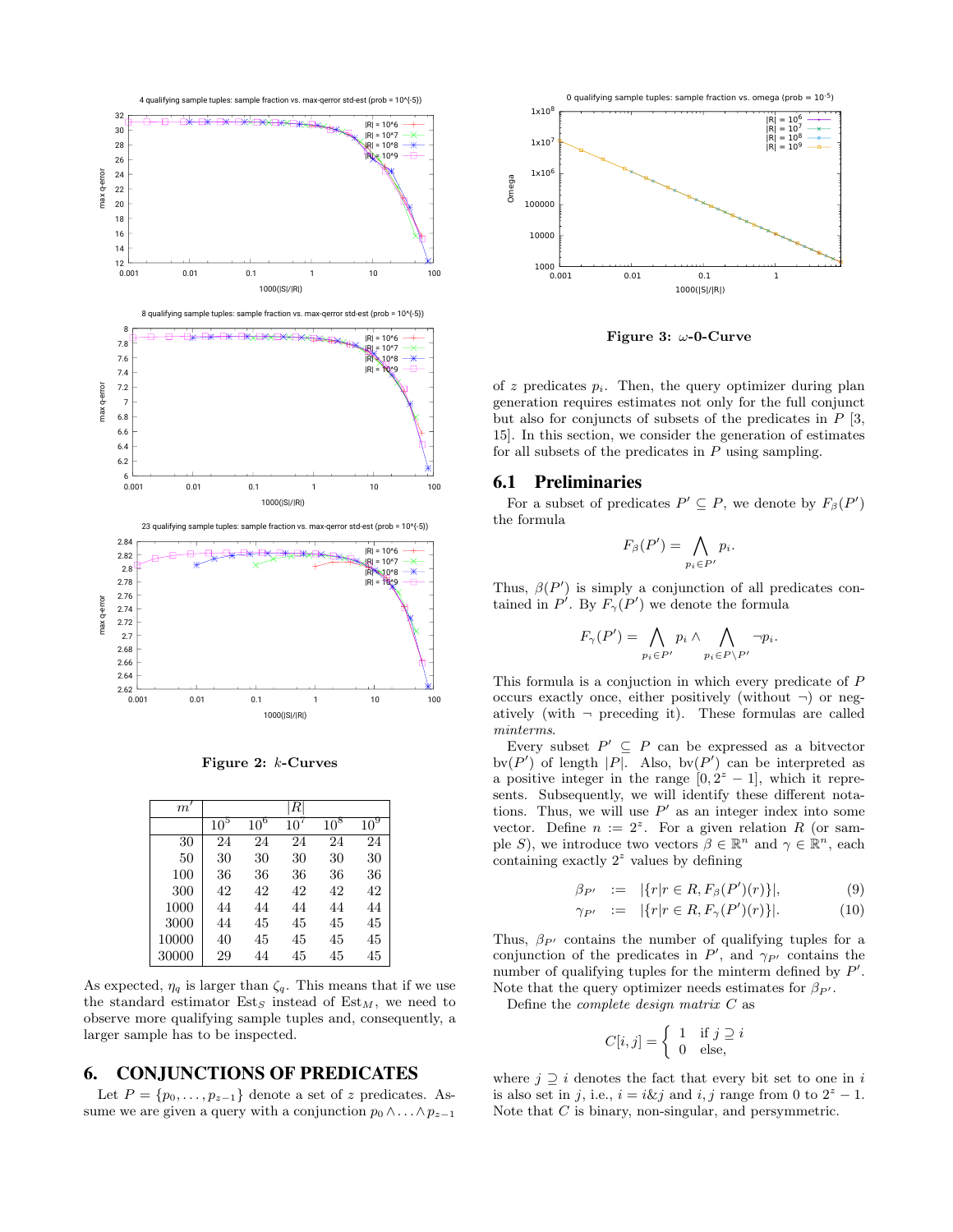Figure 2: $k$-Curves

| $m'$ | $\|R\|$ | | | | |
|---|---|---|---|---|---|
| | $10^5$ | $10^6$ | $10^7$ | $10^8$ | $10^9$ |
| 30 | 24 | 24 | 24 | 24 | 24 |
| 50 | 30 | 30 | 30 | 30 | 30 |
| 100 | 36 | 36 | 36 | 36 | 36 |
| 300 | 42 | 42 | 42 | 42 | 42 |
| 1000 | 44 | 44 | 44 | 44 | 44 |
| 3000 | 44 | 45 | 45 | 45 | 45 |
| 10000 | 40 | 45 | 45 | 45 | 45 |
| 30000 | 29 | 44 | 45 | 45 | 45 |

As expected, $\eta_q$ is larger than $\zeta_q$. This means that if we use the standard estimator $\text{Est}_S$ instead of $\text{Est}_M$, we need to observe more qualifying sample tuples and, consequently, a larger sample has to be inspected.

# 6. CONJUNCTIONS OF PREDICATES

Let $P = \{p_0, \ldots, p_{z-1}\}$ denote a set of $z$ predicates. Assume we are given a query with a conjunction $p_0 \wedge \ldots \wedge p_{z-1}$ of $z$ predicates $p_i$. Then, the query optimizer during plan generation requires estimates not only for the full conjunct but also for conjuncts of subsets of the predicates in $P$ [3, 15]. In this section, we consider the generation of estimates for all subsets of the predicates in $P$ using sampling.

Figure 3: $\omega$-0-Curve

## 6.1 Preliminaries

For a subset of predicates $P' \subseteq P$, we denote by $F_\beta(P')$ the formula

$$F_\beta(P') = \bigwedge_{p_i \in P'} p_i.$$

Thus, $\beta(P')$ is simply a conjunction of all predicates contained in $P'$. By $F_\gamma(P')$ we denote the formula

$$F_\gamma(P') = \bigwedge_{p_i \in P'} p_i \wedge \bigwedge_{p_i \in P \setminus P'} \neg p_i.$$

This formula is a conjuction in which every predicate of $P$ occurs exactly once, either positively (without $\neg$) or negatively (with $\neg$ preceding it). These formulas are called *minterms*.

Every subset $P' \subseteq P$ can be expressed as a bitvector $\text{bv}(P')$ of length $|P|$. Also, $\text{bv}(P')$ can be interpreted as a positive integer in the range $[0, 2^z - 1]$, which it represents. Subsequently, we will identify these different notations. Thus, we will use $P'$ as an integer index into some vector. Define $n := 2^z$. For a given relation $R$ (or sample $S$), we introduce two vectors $\beta \in \mathbb{R}^n$ and $\gamma \in \mathbb{R}^n$, each containing exactly $2^z$ values by defining

$$\beta_{P'} := |\{r | r \in R, F_\beta(P')(r)\}|, \quad (9)$$

$$\gamma_{P'} := |\{r | r \in R, F_\gamma(P')(r)\}|. \quad (10)$$

Thus, $\beta_{P'}$ contains the number of qualifying tuples for a conjunction of the predicates in $P'$, and $\gamma_{P'}$ contains the number of qualifying tuples for the minterm defined by $P'$. Note that the query optimizer needs estimates for $\beta_{P'}$.

Define the *complete design matrix* $C$ as

$$C[i, j] = \begin{cases} 1 & \text{if } j \supseteq i \\ 0 & \text{else,} \end{cases}$$

where $j \supseteq i$ denotes the fact that every bit set to one in $i$ is also set in $j$, i.e., $i = i \& j$ and $i, j$ range from 0 to $2^z - 1$. Note that $C$ is binary, non-singular, and persymmetric.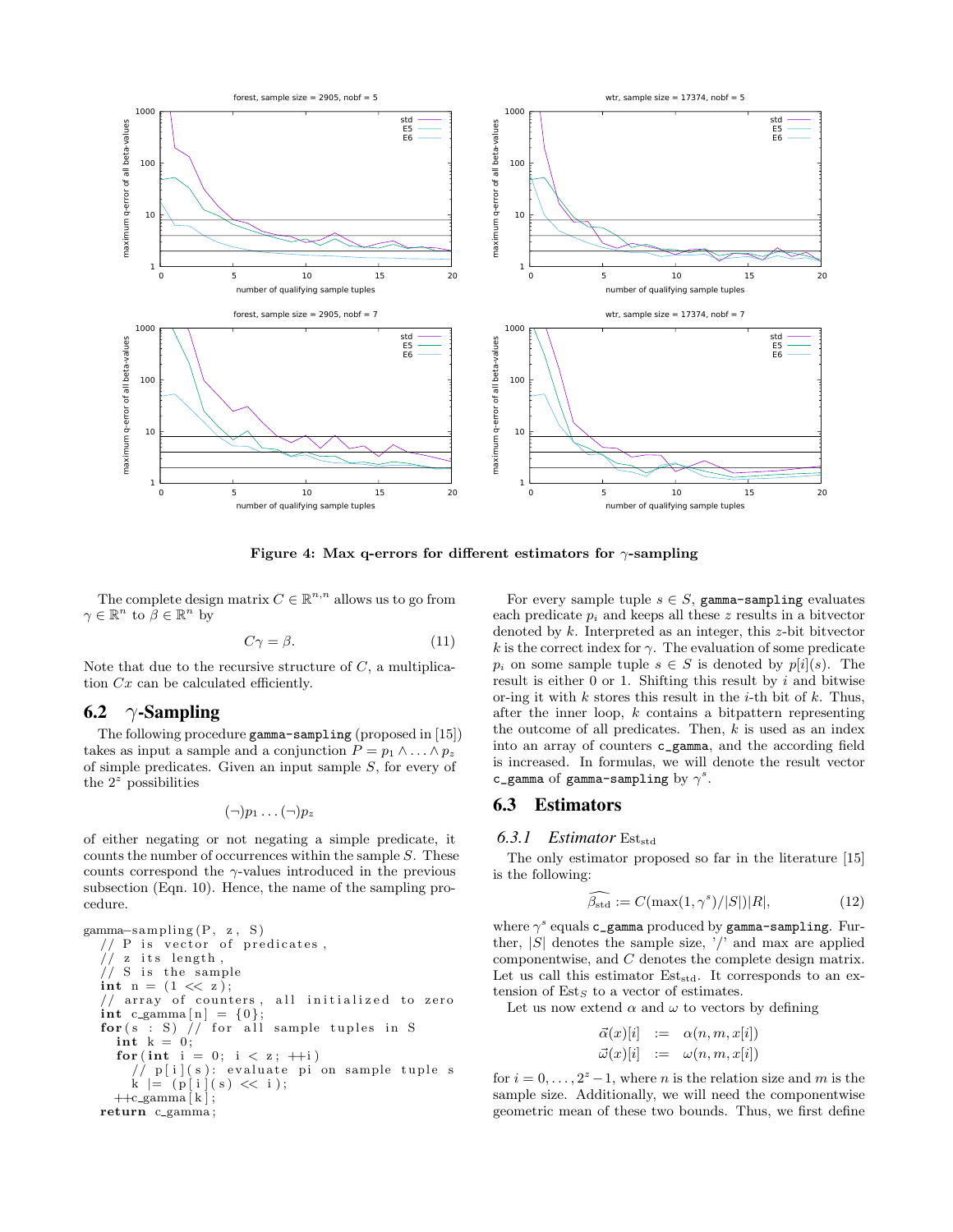**Figure 4: Max q-errors for different estimators for $\gamma$-sampling**

The complete design matrix $C \in \mathbb{R}^{n,n}$ allows us to go from $\gamma \in \mathbb{R}^n$ to $\beta \in \mathbb{R}^n$ by

$$C\gamma = \beta. \tag{11}$$

Note that due to the recursive structure of $C$, a multiplication $Cx$ can be calculated efficiently.

## 6.2 $\gamma$-Sampling

The following procedure `gamma-sampling` (proposed in [15]) takes as input a sample and a conjunction $P = p_1 \wedge \ldots \wedge p_z$ of simple predicates. Given an input sample $S$, for every of the $2^z$ possibilities

$$(\neg)p_1 \ldots (\neg)p_z$$

of either negating or not negating a simple predicate, it counts the number of occurrences within the sample $S$. These counts correspond the $\gamma$-values introduced in the previous subsection (Eqn. 10). Hence, the name of the sampling procedure.

```
gamma-sampling(P, z, S)
  // P is vector of predicates,
  // z its length,
  // S is the sample
  int n = (1 << z);
  // array of counters, all initialized to zero
  int c_gamma[n] = {0};
  for(s : S) // for all sample tuples in S
    int k = 0;
    for(int i = 0; i < z; ++i)
      // p[i](s): evaluate pi on sample tuple s
      k |= (p[i](s) << i);
    ++c_gamma[k];
  return c_gamma;
```

For every sample tuple $s \in S$, `gamma-sampling` evaluates each predicate $p_i$ and keeps all these $z$ results in a bitvector denoted by $k$. Interpreted as an integer, this $z$-bit bitvector $k$ is the correct index for $\gamma$. The evaluation of some predicate $p_i$ on some sample tuple $s \in S$ is denoted by $p[i](s)$. The result is either 0 or 1. Shifting this result by $i$ and bitwise or-ing it with $k$ stores this result in the $i$-th bit of $k$. Thus, after the inner loop, $k$ contains a bitpattern representing the outcome of all predicates. Then, $k$ is used as an index into an array of counters `c_gamma`, and the according field is increased. In formulas, we will denote the result vector `c_gamma` of `gamma-sampling` by $\gamma^s$.

## 6.3 Estimators

### 6.3.1 *Estimator* $\text{Est}_{\text{std}}$

The only estimator proposed so far in the literature [15] is the following:

$$\widehat{\beta_{\text{std}}} := C(\max(1, \gamma^s)/|S|)|R|, \tag{12}$$

where $\gamma^s$ equals `c_gamma` produced by `gamma-sampling`. Further, $|S|$ denotes the sample size, '/' and max are applied componentwise, and $C$ denotes the complete design matrix. Let us call this estimator $\text{Est}_{\text{std}}$. It corresponds to an extension of $\text{Est}_S$ to a vector of estimates.

Let us now extend $\alpha$ and $\omega$ to vectors by defining

$$\begin{aligned}
\vec{\alpha}(x)[i] &:= \alpha(n, m, x[i]) \\
\vec{\omega}(x)[i] &:= \omega(n, m, x[i])
\end{aligned}$$

for $i = 0, \ldots, 2^z - 1$, where $n$ is the relation size and $m$ is the sample size. Additionally, we will need the componentwise geometric mean of these two bounds. Thus, we first define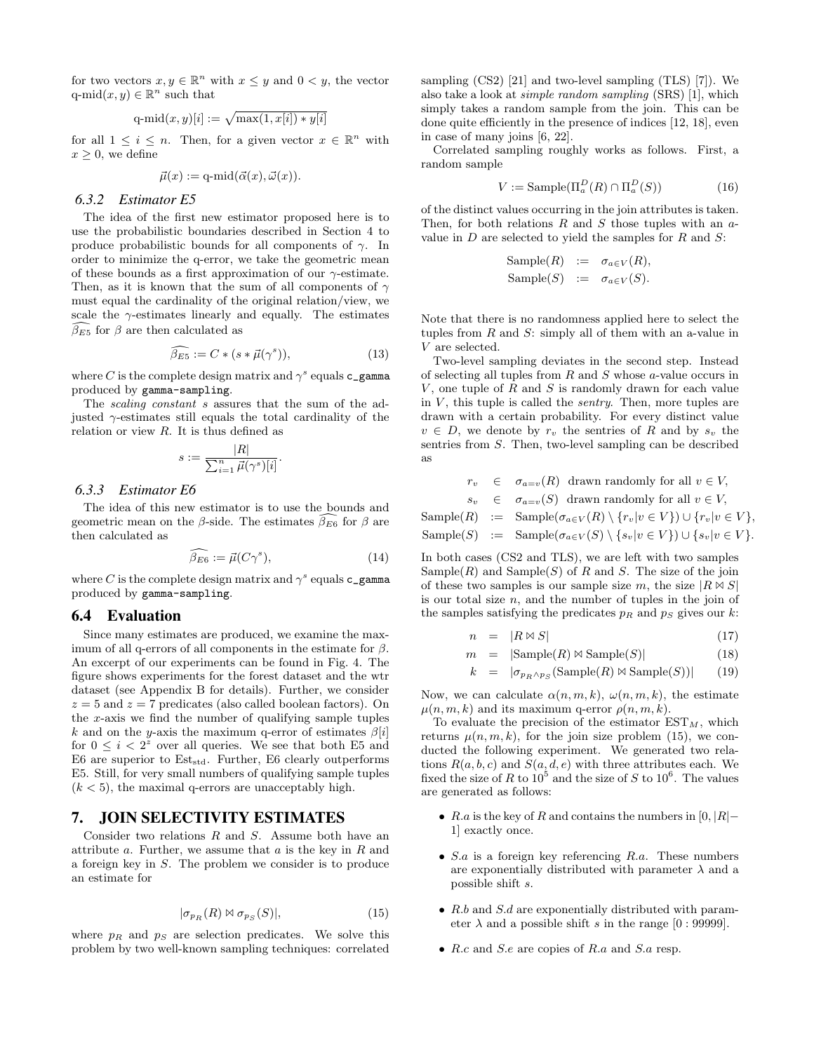for two vectors $x, y \in \mathbb{R}^n$ with $x \leq y$ and $0 < y$, the vector $\text{q-mid}(x, y) \in \mathbb{R}^n$ such that

$$\text{q-mid}(x, y)[i] := \sqrt{\max(1, x[i]) * y[i]}$$

for all $1 \leq i \leq n$. Then, for a given vector $x \in \mathbb{R}^n$ with $x \geq 0$, we define

$$\vec{\mu}(x) := \text{q-mid}(\vec{\alpha}(x), \vec{\omega}(x)).$$

### 6.3.2 Estimator E5

The idea of the first new estimator proposed here is to use the probabilistic boundaries described in Section 4 to produce probabilistic bounds for all components of $\gamma$. In order to minimize the q-error, we take the geometric mean of these bounds as a first approximation of our $\gamma$-estimate. Then, as it is known that the sum of all components of $\gamma$ must equal the cardinality of the original relation/view, we scale the $\gamma$-estimates linearly and equally. The estimates $\widehat{\beta_{E5}}$ for $\beta$ are then calculated as

$$\widehat{\beta_{E5}} := C * (s * \vec{\mu}(\gamma^s)), \tag{13}$$

where $C$ is the complete design matrix and $\gamma^s$ equals `c_gamma` produced by `gamma-sampling`.

The *scaling constant* $s$ assures that the sum of the adjusted $\gamma$-estimates still equals the total cardinality of the relation or view $R$. It is thus defined as

$$s := \frac{|R|}{\sum_{i=1}^{n} \vec{\mu}(\gamma^s)[i]}.$$

### 6.3.3 Estimator E6

The idea of this new estimator is to use the bounds and geometric mean on the $\beta$-side. The estimates $\widehat{\beta_{E6}}$ for $\beta$ are then calculated as

$$\widehat{\beta_{E6}} := \vec{\mu}(C\gamma^s), \tag{14}$$

where $C$ is the complete design matrix and $\gamma^s$ equals `c_gamma` produced by `gamma-sampling`.

## 6.4 Evaluation

Since many estimates are produced, we examine the maximum of all q-errors of all components in the estimate for $\beta$. An excerpt of our experiments can be found in Fig. 4. The figure shows experiments for the forest dataset and the wtr dataset (see Appendix B for details). Further, we consider $z = 5$ and $z = 7$ predicates (also called boolean factors). On the $x$-axis we find the number of qualifying sample tuples $k$ and on the $y$-axis the maximum q-error of estimates $\beta[i]$ for $0 \leq i < 2^z$ over all queries. We see that both E5 and E6 are superior to $\text{Est}_{\text{std}}$. Further, E6 clearly outperforms E5. Still, for very small numbers of qualifying sample tuples ($k < 5$), the maximal q-errors are unacceptably high.

# 7. JOIN SELECTIVITY ESTIMATES

Consider two relations $R$ and $S$. Assume both have an attribute $a$. Further, we assume that $a$ is the key in $R$ and a foreign key in $S$. The problem we consider is to produce an estimate for

$$|\sigma_{p_R}(R) \bowtie \sigma_{p_S}(S)|, \tag{15}$$

where $p_R$ and $p_S$ are selection predicates. We solve this problem by two well-known sampling techniques: correlated sampling (CS2) [21] and two-level sampling (TLS) [7]). We also take a look at *simple random sampling* (SRS) [1], which simply takes a random sample from the join. This can be done quite efficiently in the presence of indices [12, 18], even in case of many joins [6, 22].

Correlated sampling roughly works as follows. First, a random sample

$$V := \text{Sample}(\Pi_a^D(R) \cap \Pi_a^D(S)) \tag{16}$$

of the distinct values occurring in the join attributes is taken. Then, for both relations $R$ and $S$ those tuples with an $a$-value in $D$ are selected to yield the samples for $R$ and $S$:

$$\begin{aligned} \text{Sample}(R) &:= \sigma_{a \in V}(R), \\ \text{Sample}(S) &:= \sigma_{a \in V}(S). \end{aligned}$$

Note that there is no randomness applied here to select the tuples from $R$ and $S$: simply all of them with an a-value in $V$ are selected.

Two-level sampling deviates in the second step. Instead of selecting all tuples from $R$ and $S$ whose $a$-value occurs in $V$, one tuple of $R$ and $S$ is randomly drawn for each value in $V$, this tuple is called the *sentry*. Then, more tuples are drawn with a certain probability. For every distinct value $v \in D$, we denote by $r_v$ the sentries of $R$ and by $s_v$ the sentries from $S$. Then, two-level sampling can be described as

$$\begin{aligned} r_v &\in \sigma_{a=v}(R) \text{ drawn randomly for all } v \in V, \\ s_v &\in \sigma_{a=v}(S) \text{ drawn randomly for all } v \in V, \\ \text{Sample}(R) &:= \text{Sample}(\sigma_{a \in V}(R) \setminus \{r_v | v \in V\}) \cup \{r_v | v \in V\}, \\ \text{Sample}(S) &:= \text{Sample}(\sigma_{a \in V}(S) \setminus \{s_v | v \in V\}) \cup \{s_v | v \in V\}. \end{aligned}$$

In both cases (CS2 and TLS), we are left with two samples $\text{Sample}(R)$ and $\text{Sample}(S)$ of $R$ and $S$. The size of the join of these two samples is our sample size $m$, the size $|R \bowtie S|$ is our total size $n$, and the number of tuples in the join of the samples satisfying the predicates $p_R$ and $p_S$ gives our $k$:

$$n = |R \bowtie S| \tag{17}$$

$$m = |\text{Sample}(R) \bowtie \text{Sample}(S)| \tag{18}$$

$$k = |\sigma_{p_R \wedge p_S}(\text{Sample}(R) \bowtie \text{Sample}(S))| \tag{19}$$

Now, we can calculate $\alpha(n, m, k)$, $\omega(n, m, k)$, the estimate $\mu(n, m, k)$ and its maximum q-error $\rho(n, m, k)$.

To evaluate the precision of the estimator $\text{EST}_M$, which returns $\mu(n, m, k)$, for the join size problem (15), we conducted the following experiment. We generated two relations $R(a, b, c)$ and $S(a, d, e)$ with three attributes each. We fixed the size of $R$ to $10^5$ and the size of $S$ to $10^6$. The values are generated as follows:

- $R.a$ is the key of $R$ and contains the numbers in $[0, |R| - 1]$ exactly once.
- $S.a$ is a foreign key referencing $R.a$. These numbers are exponentially distributed with parameter $\lambda$ and a possible shift $s$.
- $R.b$ and $S.d$ are exponentially distributed with parameter $\lambda$ and a possible shift $s$ in the range $[0 : 99999]$.
- $R.c$ and $S.e$ are copies of $R.a$ and $S.a$ resp.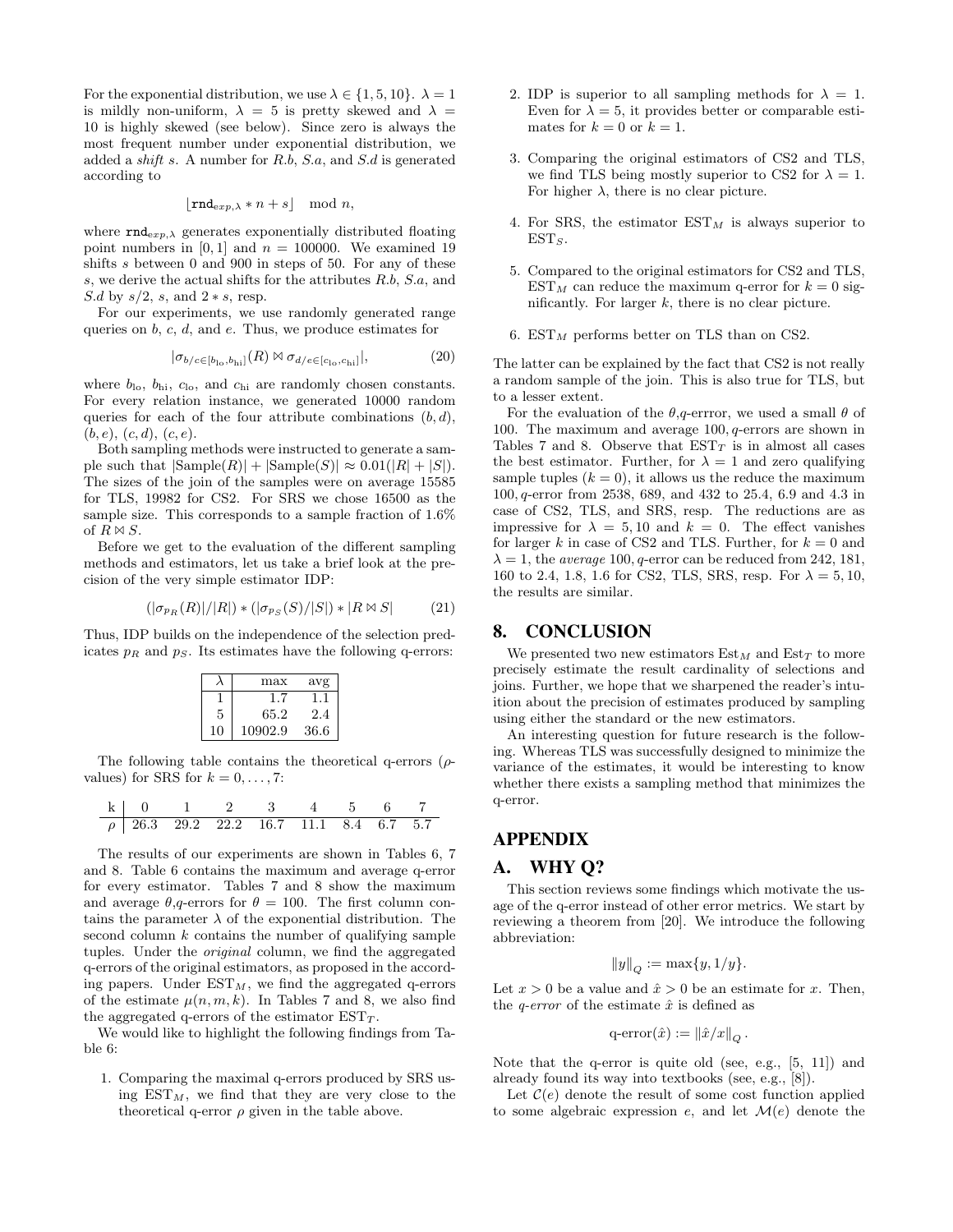For the exponential distribution, we use $\lambda \in \{1, 5, 10\}$. $\lambda = 1$ is mildly non-uniform, $\lambda = 5$ is pretty skewed and $\lambda = 10$ is highly skewed (see below). Since zero is always the most frequent number under exponential distribution, we added a *shift* $s$. A number for $R.b$, $S.a$, and $S.d$ is generated according to

$$\lfloor \texttt{rnd}_{exp,\lambda} * n + s \rfloor \mod n,$$

where $\texttt{rnd}_{exp,\lambda}$ generates exponentially distributed floating point numbers in $[0, 1]$ and $n = 100000$. We examined 19 shifts $s$ between 0 and 900 in steps of 50. For any of these $s$, we derive the actual shifts for the attributes $R.b$, $S.a$, and $S.d$ by $s/2$, $s$, and $2 * s$, resp.

For our experiments, we use randomly generated range queries on $b$, $c$, $d$, and $e$. Thus, we produce estimates for

$$|\sigma_{b/c \in [b_{\text{lo}}, b_{\text{hi}}]}(R) \bowtie \sigma_{d/e \in [c_{\text{lo}}, c_{\text{hi}}]}|, \tag{20}$$

where $b_{\text{lo}}$, $b_{\text{hi}}$, $c_{\text{lo}}$, and $c_{\text{hi}}$ are randomly chosen constants. For every relation instance, we generated 10000 random queries for each of the four attribute combinations $(b, d)$, $(b, e)$, $(c, d)$, $(c, e)$.

Both sampling methods were instructed to generate a sample such that $|\text{Sample}(R)| + |\text{Sample}(S)| \approx 0.01(|R| + |S|)$. The sizes of the join of the samples were on average 15585 for TLS, 19982 for CS2. For SRS we chose 16500 as the sample size. This corresponds to a sample fraction of 1.6% of $R \bowtie S$.

Before we get to the evaluation of the different sampling methods and estimators, let us take a brief look at the precision of the very simple estimator IDP:

$$(|\sigma_{p_R}(R)|/|R|) * (|\sigma_{p_S}(S)/|S|) * |R \bowtie S| \tag{21}$$

Thus, IDP builds on the independence of the selection predicates $p_R$ and $p_S$. Its estimates have the following q-errors:

| $\lambda$ | max | avg |
|---|---|---|
| 1 | 1.7 | 1.1 |
| 5 | 65.2 | 2.4 |
| 10 | 10902.9 | 36.6 |

The following table contains the theoretical q-errors ($\rho$-values) for SRS for $k = 0, \ldots, 7$:

| k | 0 | 1 | 2 | 3 | 4 | 5 | 6 | 7 |
|---|---|---|---|---|---|---|---|---|
| $\rho$ | 26.3 | 29.2 | 22.2 | 16.7 | 11.1 | 8.4 | 6.7 | 5.7 |

The results of our experiments are shown in Tables 6, 7 and 8. Table 6 contains the maximum and average q-error for every estimator. Tables 7 and 8 show the maximum and average $\theta$,$q$-errors for $\theta = 100$. The first column contains the parameter $\lambda$ of the exponential distribution. The second column $k$ contains the number of qualifying sample tuples. Under the *original* column, we find the aggregated q-errors of the original estimators, as proposed in the according papers. Under $\text{EST}_M$, we find the aggregated q-errors of the estimate $\mu(n, m, k)$. In Tables 7 and 8, we also find the aggregated q-errors of the estimator $\text{EST}_T$.

We would like to highlight the following findings from Table 6:

1. Comparing the maximal q-errors produced by SRS using $\text{EST}_M$, we find that they are very close to the theoretical q-error $\rho$ given in the table above.
2. IDP is superior to all sampling methods for $\lambda = 1$. Even for $\lambda = 5$, it provides better or comparable estimates for $k = 0$ or $k = 1$.
3. Comparing the original estimators of CS2 and TLS, we find TLS being mostly superior to CS2 for $\lambda = 1$. For higher $\lambda$, there is no clear picture.
4. For SRS, the estimator $\text{EST}_M$ is always superior to $\text{EST}_S$.
5. Compared to the original estimators for CS2 and TLS, $\text{EST}_M$ can reduce the maximum q-error for $k = 0$ significantly. For larger $k$, there is no clear picture.
6. $\text{EST}_M$ performs better on TLS than on CS2.

The latter can be explained by the fact that CS2 is not really a random sample of the join. This is also true for TLS, but to a lesser extent.

For the evaluation of the $\theta$,$q$-errror, we used a small $\theta$ of 100. The maximum and average 100, $q$-errors are shown in Tables 7 and 8. Observe that $\text{EST}_T$ is in almost all cases the best estimator. Further, for $\lambda = 1$ and zero qualifying sample tuples ($k = 0$), it allows us the reduce the maximum 100, $q$-error from 2538, 689, and 432 to 25.4, 6.9 and 4.3 in case of CS2, TLS, and SRS, resp. The reductions are as impressive for $\lambda = 5, 10$ and $k = 0$. The effect vanishes for larger $k$ in case of CS2 and TLS. Further, for $k = 0$ and $\lambda = 1$, the *average* 100, $q$-error can be reduced from 242, 181, 160 to 2.4, 1.8, 1.6 for CS2, TLS, SRS, resp. For $\lambda = 5, 10$, the results are similar.

## 8. CONCLUSION

We presented two new estimators $\text{Est}_M$ and $\text{Est}_T$ to more precisely estimate the result cardinality of selections and joins. Further, we hope that we sharpened the reader's intuition about the precision of estimates produced by sampling using either the standard or the new estimators.

An interesting question for future research is the following. Whereas TLS was successfully designed to minimize the variance of the estimates, it would be interesting to know whether there exists a sampling method that minimizes the q-error.

## APPENDIX

## A. WHY Q?

This section reviews some findings which motivate the usage of the q-error instead of other error metrics. We start by reviewing a theorem from [20]. We introduce the following abbreviation:

$$\|y\|_Q := \max\{y, 1/y\}.$$

Let $x > 0$ be a value and $\hat{x} > 0$ be an estimate for $x$. Then, the *q-error* of the estimate $\hat{x}$ is defined as

$$\text{q-error}(\hat{x}) := \|\hat{x}/x\|_Q.$$

Note that the q-error is quite old (see, e.g., [5, 11]) and already found its way into textbooks (see, e.g., [8]).

Let $\mathcal{C}(e)$ denote the result of some cost function applied to some algebraic expression $e$, and let $\mathcal{M}(e)$ denote the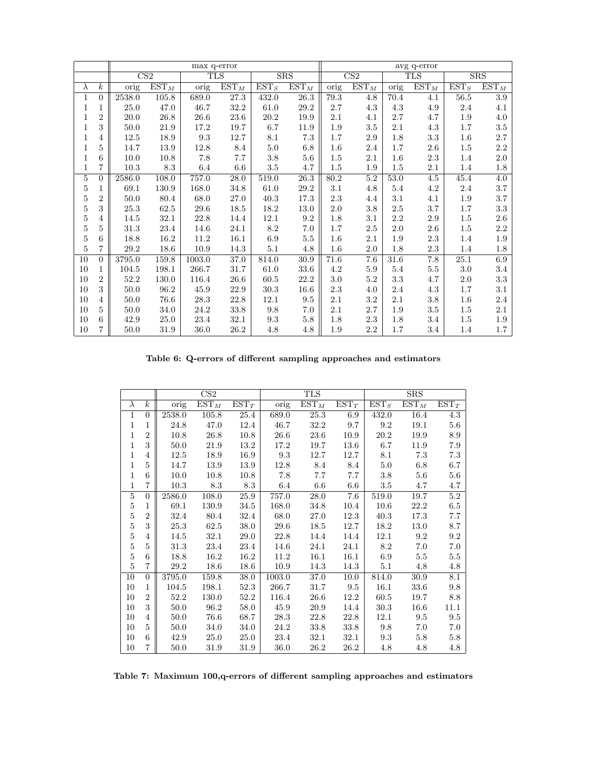| | | max q-error | | | | | | avg q-error | | | | | |
|---|---|---|---|---|---|---|---|---|---|---|---|---|---|
| | | CS2 | | TLS | | SRS | | CS2 | | TLS | | SRS | |
| $\lambda$ | $k$ | orig | $\text{EST}_M$ | orig | $\text{EST}_M$ | $\text{EST}_S$ | $\text{EST}_M$ | orig | $\text{EST}_M$ | orig | $\text{EST}_M$ | $\text{EST}_S$ | $\text{EST}_M$ |
| 1 | 0 | 2538.0 | 105.8 | 689.0 | 27.3 | 432.0 | 26.3 | 79.3 | 4.8 | 70.4 | 4.1 | 56.5 | 3.9 |
| 1 | 1 | 25.0 | 47.0 | 46.7 | 32.2 | 61.0 | 29.2 | 2.7 | 4.3 | 4.3 | 4.9 | 2.4 | 4.1 |
| 1 | 2 | 20.0 | 26.8 | 26.6 | 23.6 | 20.2 | 19.9 | 2.1 | 4.1 | 2.7 | 4.7 | 1.9 | 4.0 |
| 1 | 3 | 50.0 | 21.9 | 17.2 | 19.7 | 6.7 | 11.9 | 1.9 | 3.5 | 2.1 | 4.3 | 1.7 | 3.5 |
| 1 | 4 | 12.5 | 18.9 | 9.3 | 12.7 | 8.1 | 7.3 | 1.7 | 2.9 | 1.8 | 3.3 | 1.6 | 2.7 |
| 1 | 5 | 14.7 | 13.9 | 12.8 | 8.4 | 5.0 | 6.8 | 1.6 | 2.4 | 1.7 | 2.6 | 1.5 | 2.2 |
| 1 | 6 | 10.0 | 10.8 | 7.8 | 7.7 | 3.8 | 5.6 | 1.5 | 2.1 | 1.6 | 2.3 | 1.4 | 2.0 |
| 1 | 7 | 10.3 | 8.3 | 6.4 | 6.6 | 3.5 | 4.7 | 1.5 | 1.9 | 1.5 | 2.1 | 1.4 | 1.8 |
| 5 | 0 | 2586.0 | 108.0 | 757.0 | 28.0 | 519.0 | 26.3 | 80.2 | 5.2 | 53.0 | 4.5 | 45.4 | 4.0 |
| 5 | 1 | 69.1 | 130.9 | 168.0 | 34.8 | 61.0 | 29.2 | 3.1 | 4.8 | 5.4 | 4.2 | 2.4 | 3.7 |
| 5 | 2 | 50.0 | 80.4 | 68.0 | 27.0 | 40.3 | 17.3 | 2.3 | 4.4 | 3.1 | 4.1 | 1.9 | 3.7 |
| 5 | 3 | 25.3 | 62.5 | 29.6 | 18.5 | 18.2 | 13.0 | 2.0 | 3.8 | 2.5 | 3.7 | 1.7 | 3.3 |
| 5 | 4 | 14.5 | 32.1 | 22.8 | 14.4 | 12.1 | 9.2 | 1.8 | 3.1 | 2.2 | 2.9 | 1.5 | 2.6 |
| 5 | 5 | 31.3 | 23.4 | 14.6 | 24.1 | 8.2 | 7.0 | 1.7 | 2.5 | 2.0 | 2.6 | 1.5 | 2.2 |
| 5 | 6 | 18.8 | 16.2 | 11.2 | 16.1 | 6.9 | 5.5 | 1.6 | 2.1 | 1.9 | 2.3 | 1.4 | 1.9 |
| 5 | 7 | 29.2 | 18.6 | 10.9 | 14.3 | 5.1 | 4.8 | 1.6 | 2.0 | 1.8 | 2.3 | 1.4 | 1.8 |
| 10 | 0 | 3795.0 | 159.8 | 1003.0 | 37.0 | 814.0 | 30.9 | 71.6 | 7.6 | 31.6 | 7.8 | 25.1 | 6.9 |
| 10 | 1 | 104.5 | 198.1 | 266.7 | 31.7 | 61.0 | 33.6 | 4.2 | 5.9 | 5.4 | 5.5 | 3.0 | 3.4 |
| 10 | 2 | 52.2 | 130.0 | 116.4 | 26.6 | 60.5 | 22.2 | 3.0 | 5.2 | 3.3 | 4.7 | 2.0 | 3.3 |
| 10 | 3 | 50.0 | 96.2 | 45.9 | 22.9 | 30.3 | 16.6 | 2.3 | 4.0 | 2.4 | 4.3 | 1.7 | 3.1 |
| 10 | 4 | 50.0 | 76.6 | 28.3 | 22.8 | 12.1 | 9.5 | 2.1 | 3.2 | 2.1 | 3.8 | 1.6 | 2.4 |
| 10 | 5 | 50.0 | 34.0 | 24.2 | 33.8 | 9.8 | 7.0 | 2.1 | 2.7 | 1.9 | 3.5 | 1.5 | 2.1 |
| 10 | 6 | 42.9 | 25.0 | 23.4 | 32.1 | 9.3 | 5.8 | 1.8 | 2.3 | 1.8 | 3.4 | 1.5 | 1.9 |
| 10 | 7 | 50.0 | 31.9 | 36.0 | 26.2 | 4.8 | 4.8 | 1.9 | 2.2 | 1.7 | 3.4 | 1.4 | 1.7 |

**Table 6: Q-errors of different sampling approaches and estimators**

| | | CS2 | | | TLS | | | SRS | | |
|---|---|---|---|---|---|---|---|---|---|---|
| $\lambda$ | $k$ | orig | $\text{EST}_M$ | $\text{EST}_T$ | orig | $\text{EST}_M$ | $\text{EST}_T$ | $\text{EST}_S$ | $\text{EST}_M$ | $\text{EST}_T$ |
| 1 | 0 | 2538.0 | 105.8 | 25.4 | 689.0 | 25.3 | 6.9 | 432.0 | 16.4 | 4.3 |
| 1 | 1 | 24.8 | 47.0 | 12.4 | 46.7 | 32.2 | 9.7 | 9.2 | 19.1 | 5.6 |
| 1 | 2 | 10.8 | 26.8 | 10.8 | 26.6 | 23.6 | 10.9 | 20.2 | 19.9 | 8.9 |
| 1 | 3 | 50.0 | 21.9 | 13.2 | 17.2 | 19.7 | 13.6 | 6.7 | 11.9 | 7.9 |
| 1 | 4 | 12.5 | 18.9 | 16.9 | 9.3 | 12.7 | 12.7 | 8.1 | 7.3 | 7.3 |
| 1 | 5 | 14.7 | 13.9 | 13.9 | 12.8 | 8.4 | 8.4 | 5.0 | 6.8 | 6.7 |
| 1 | 6 | 10.0 | 10.8 | 10.8 | 7.8 | 7.7 | 7.7 | 3.8 | 5.6 | 5.6 |
| 1 | 7 | 10.3 | 8.3 | 8.3 | 6.4 | 6.6 | 6.6 | 3.5 | 4.7 | 4.7 |
| 5 | 0 | 2586.0 | 108.0 | 25.9 | 757.0 | 28.0 | 7.6 | 519.0 | 19.7 | 5.2 |
| 5 | 1 | 69.1 | 130.9 | 34.5 | 168.0 | 34.8 | 10.4 | 10.6 | 22.2 | 6.5 |
| 5 | 2 | 32.4 | 80.4 | 32.4 | 68.0 | 27.0 | 12.3 | 40.3 | 17.3 | 7.7 |
| 5 | 3 | 25.3 | 62.5 | 38.0 | 29.6 | 18.5 | 12.7 | 18.2 | 13.0 | 8.7 |
| 5 | 4 | 14.5 | 32.1 | 29.0 | 22.8 | 14.4 | 14.4 | 12.1 | 9.2 | 9.2 |
| 5 | 5 | 31.3 | 23.4 | 23.4 | 14.6 | 24.1 | 24.1 | 8.2 | 7.0 | 7.0 |
| 5 | 6 | 18.8 | 16.2 | 16.2 | 11.2 | 16.1 | 16.1 | 6.9 | 5.5 | 5.5 |
| 5 | 7 | 29.2 | 18.6 | 18.6 | 10.9 | 14.3 | 14.3 | 5.1 | 4.8 | 4.8 |
| 10 | 0 | 3795.0 | 159.8 | 38.0 | 1003.0 | 37.0 | 10.0 | 814.0 | 30.9 | 8.1 |
| 10 | 1 | 104.5 | 198.1 | 52.3 | 266.7 | 31.7 | 9.5 | 16.1 | 33.6 | 9.8 |
| 10 | 2 | 52.2 | 130.0 | 52.2 | 116.4 | 26.6 | 12.2 | 60.5 | 19.7 | 8.8 |
| 10 | 3 | 50.0 | 96.2 | 58.0 | 45.9 | 20.9 | 14.4 | 30.3 | 16.6 | 11.1 |
| 10 | 4 | 50.0 | 76.6 | 68.7 | 28.3 | 22.8 | 22.8 | 12.1 | 9.5 | 9.5 |
| 10 | 5 | 50.0 | 34.0 | 34.0 | 24.2 | 33.8 | 33.8 | 9.8 | 7.0 | 7.0 |
| 10 | 6 | 42.9 | 25.0 | 25.0 | 23.4 | 32.1 | 32.1 | 9.3 | 5.8 | 5.8 |
| 10 | 7 | 50.0 | 31.9 | 31.9 | 36.0 | 26.2 | 26.2 | 4.8 | 4.8 | 4.8 |

**Table 7: Maximum 100,q-errors of different sampling approaches and estimators**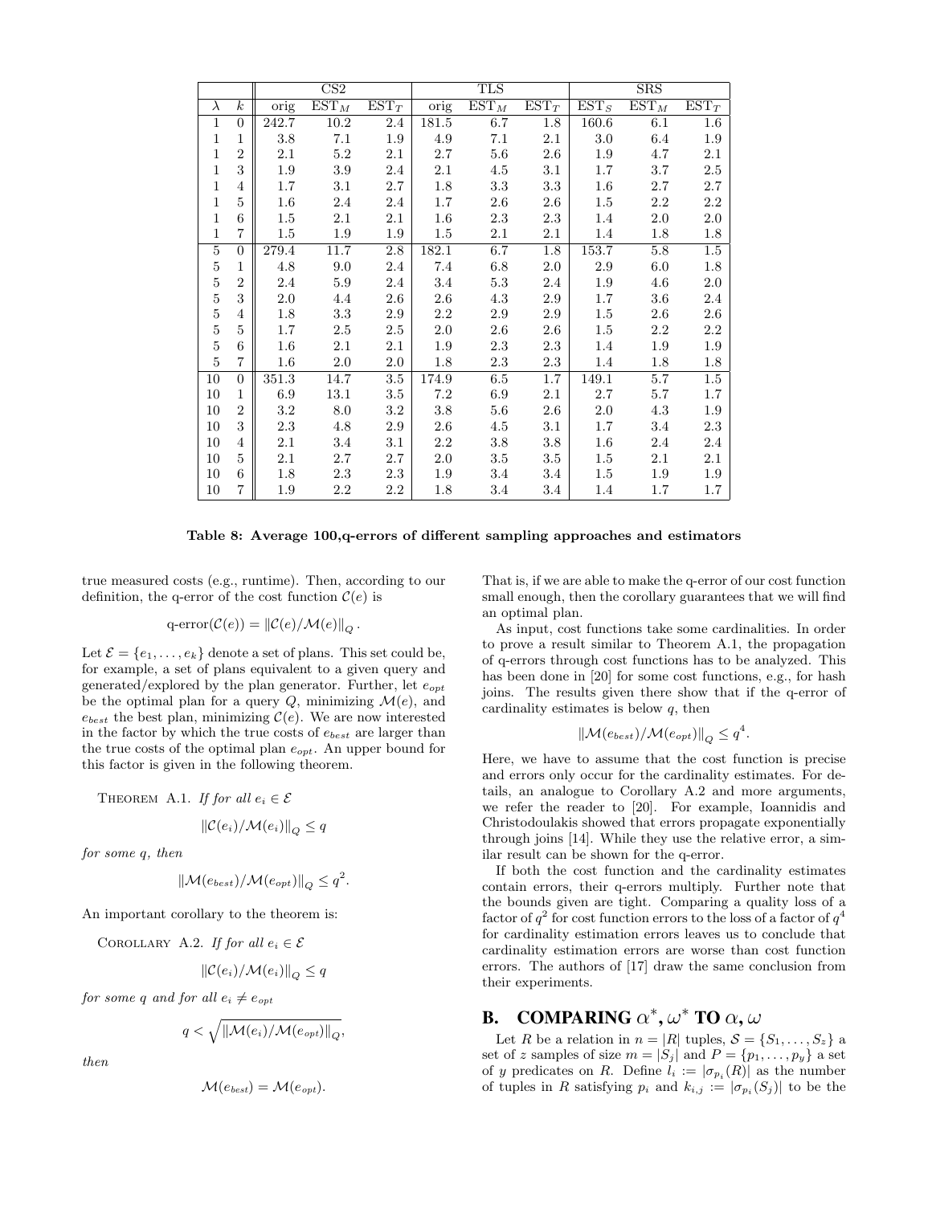| | | CS2 | | | TLS | | | SRS | | |
|---|---|---|---|---|---|---|---|---|---|---|
| $\lambda$ | $k$ | orig | $\text{EST}_M$ | $\text{EST}_T$ | orig | $\text{EST}_M$ | $\text{EST}_T$ | $\text{EST}_S$ | $\text{EST}_M$ | $\text{EST}_T$ |
| 1 | 0 | 242.7 | 10.2 | 2.4 | 181.5 | 6.7 | 1.8 | 160.6 | 6.1 | 1.6 |
| 1 | 1 | 3.8 | 7.1 | 1.9 | 4.9 | 7.1 | 2.1 | 3.0 | 6.4 | 1.9 |
| 1 | 2 | 2.1 | 5.2 | 2.1 | 2.7 | 5.6 | 2.6 | 1.9 | 4.7 | 2.1 |
| 1 | 3 | 1.9 | 3.9 | 2.4 | 2.1 | 4.5 | 3.1 | 1.7 | 3.7 | 2.5 |
| 1 | 4 | 1.7 | 3.1 | 2.7 | 1.8 | 3.3 | 3.3 | 1.6 | 2.7 | 2.7 |
| 1 | 5 | 1.6 | 2.4 | 2.4 | 1.7 | 2.6 | 2.6 | 1.5 | 2.2 | 2.2 |
| 1 | 6 | 1.5 | 2.1 | 2.1 | 1.6 | 2.3 | 2.3 | 1.4 | 2.0 | 2.0 |
| 1 | 7 | 1.5 | 1.9 | 1.9 | 1.5 | 2.1 | 2.1 | 1.4 | 1.8 | 1.8 |
| 5 | 0 | 279.4 | 11.7 | 2.8 | 182.1 | 6.7 | 1.8 | 153.7 | 5.8 | 1.5 |
| 5 | 1 | 4.8 | 9.0 | 2.4 | 7.4 | 6.8 | 2.0 | 2.9 | 6.0 | 1.8 |
| 5 | 2 | 2.4 | 5.9 | 2.4 | 3.4 | 5.3 | 2.4 | 1.9 | 4.6 | 2.0 |
| 5 | 3 | 2.0 | 4.4 | 2.6 | 2.6 | 4.3 | 2.9 | 1.7 | 3.6 | 2.4 |
| 5 | 4 | 1.8 | 3.3 | 2.9 | 2.2 | 2.9 | 2.9 | 1.5 | 2.6 | 2.6 |
| 5 | 5 | 1.7 | 2.5 | 2.5 | 2.0 | 2.6 | 2.6 | 1.5 | 2.2 | 2.2 |
| 5 | 6 | 1.6 | 2.1 | 2.1 | 1.9 | 2.3 | 2.3 | 1.4 | 1.9 | 1.9 |
| 5 | 7 | 1.6 | 2.0 | 2.0 | 1.8 | 2.3 | 2.3 | 1.4 | 1.8 | 1.8 |
| 10 | 0 | 351.3 | 14.7 | 3.5 | 174.9 | 6.5 | 1.7 | 149.1 | 5.7 | 1.5 |
| 10 | 1 | 6.9 | 13.1 | 3.5 | 7.2 | 6.9 | 2.1 | 2.7 | 5.7 | 1.7 |
| 10 | 2 | 3.2 | 8.0 | 3.2 | 3.8 | 5.6 | 2.6 | 2.0 | 4.3 | 1.9 |
| 10 | 3 | 2.3 | 4.8 | 2.9 | 2.6 | 4.5 | 3.1 | 1.7 | 3.4 | 2.3 |
| 10 | 4 | 2.1 | 3.4 | 3.1 | 2.2 | 3.8 | 3.8 | 1.6 | 2.4 | 2.4 |
| 10 | 5 | 2.1 | 2.7 | 2.7 | 2.0 | 3.5 | 3.5 | 1.5 | 2.1 | 2.1 |
| 10 | 6 | 1.8 | 2.3 | 2.3 | 1.9 | 3.4 | 3.4 | 1.5 | 1.9 | 1.9 |
| 10 | 7 | 1.9 | 2.2 | 2.2 | 1.8 | 3.4 | 3.4 | 1.4 | 1.7 | 1.7 |

**Table 8: Average 100,q-errors of different sampling approaches and estimators**

true measured costs (e.g., runtime). Then, according to our definition, the q-error of the cost function $\mathcal{C}(e)$ is

$$\text{q-error}(\mathcal{C}(e)) = \|\mathcal{C}(e)/\mathcal{M}(e)\|_Q.$$

Let $\mathcal{E} = \{e_1, \ldots, e_k\}$ denote a set of plans. This set could be, for example, a set of plans equivalent to a given query and generated/explored by the plan generator. Further, let $e_{opt}$ be the optimal plan for a query $Q$, minimizing $\mathcal{M}(e)$, and $e_{best}$ the best plan, minimizing $\mathcal{C}(e)$. We are now interested in the factor by which the true costs of $e_{best}$ are larger than the true costs of the optimal plan $e_{opt}$. An upper bound for this factor is given in the following theorem.

Theorem A.1. *If for all $e_i \in \mathcal{E}$*

$$\|\mathcal{C}(e_i)/\mathcal{M}(e_i)\|_Q \leq q$$

*for some $q$, then*

$$\|\mathcal{M}(e_{best})/\mathcal{M}(e_{opt})\|_Q \leq q^2.$$

An important corollary to the theorem is:

Corollary A.2. *If for all $e_i \in \mathcal{E}$*

$$\|\mathcal{C}(e_i)/\mathcal{M}(e_i)\|_Q \leq q$$

*for some $q$ and for all $e_i \neq e_{opt}$*

$$q < \sqrt{\|\mathcal{M}(e_i)/\mathcal{M}(e_{opt})\|_Q},$$

*then*

$$\mathcal{M}(e_{best}) = \mathcal{M}(e_{opt}).$$

That is, if we are able to make the q-error of our cost function small enough, then the corollary guarantees that we will find an optimal plan.

As input, cost functions take some cardinalities. In order to prove a result similar to Theorem A.1, the propagation of q-errors through cost functions has to be analyzed. This has been done in [20] for some cost functions, e.g., for hash joins. The results given there show that if the q-error of cardinality estimates is below $q$, then

$$\|\mathcal{M}(e_{best})/\mathcal{M}(e_{opt})\|_Q \leq q^4.$$

Here, we have to assume that the cost function is precise and errors only occur for the cardinality estimates. For details, an analogue to Corollary A.2 and more arguments, we refer the reader to [20]. For example, Ioannidis and Christodoulakis showed that errors propagate exponentially through joins [14]. While they use the relative error, a similar result can be shown for the q-error.

If both the cost function and the cardinality estimates contain errors, their q-errors multiply. Further note that the bounds given are tight. Comparing a quality loss of a factor of $q^2$ for cost function errors to the loss of a factor of $q^4$ for cardinality estimation errors leaves us to conclude that cardinality estimation errors are worse than cost function errors. The authors of [17] draw the same conclusion from their experiments.

## B. COMPARING $\alpha^*, \omega^*$ TO $\alpha, \omega$

Let $R$ be a relation in $n = |R|$ tuples, $\mathcal{S} = \{S_1, \ldots, S_z\}$ a set of $z$ samples of size $m = |S_j|$ and $P = \{p_1, \ldots, p_y\}$ a set of $y$ predicates on $R$. Define $l_i := |\sigma_{p_i}(R)|$ as the number of tuples in $R$ satisfying $p_i$ and $k_{i,j} := |\sigma_{p_i}(S_j)|$ to be the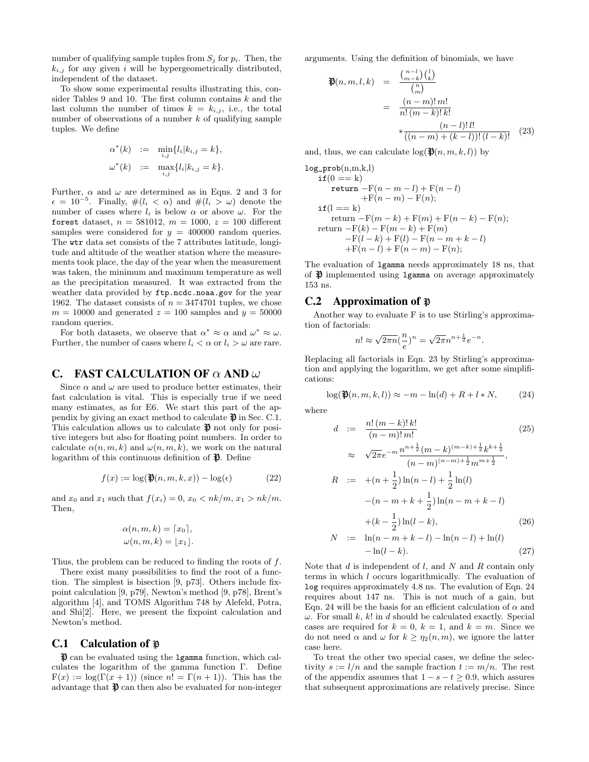number of qualifying sample tuples from $S_j$ for $p_i$. Then, the $k_{i,j}$ for any given $i$ will be hypergeometrically distributed, independent of the dataset.

To show some experimental results illustrating this, consider Tables 9 and 10. The first column contains $k$ and the last column the number of times $k = k_{i,j}$, i.e., the total number of observations of a number $k$ of qualifying sample tuples. We define

$$\alpha^*(k) := \min_{i,j}\{l_i | k_{i,j} = k\},$$
$$\omega^*(k) := \max_{i,j}\{l_i | k_{i,j} = k\}.$$

Further, $\alpha$ and $\omega$ are determined as in Eqns. 2 and 3 for $\epsilon = 10^{-5}$. Finally, $\#(l_i < \alpha)$ and $\#(l_i > \omega)$ denote the number of cases where $l_i$ is below $\alpha$ or above $\omega$. For the forest dataset, $n = 581012$, $m = 1000$, $z = 100$ different samples were considered for $y = 400000$ random queries. The wtr data set consists of the 7 attributes latitude, longitude and altitude of the weather station where the measurements took place, the day of the year when the measurement was taken, the minimum and maximum temperature as well as the precipitation measured. It was extracted from the weather data provided by ftp.ncdc.noaa.gov for the year 1962. The dataset consists of $n = 3474701$ tuples, we chose $m = 10000$ and generated $z = 100$ samples and $y = 50000$ random queries.

For both datasets, we observe that $\alpha^* \approx \alpha$ and $\omega^* \approx \omega$. Further, the number of cases where $l_i < \alpha$ or $l_i > \omega$ are rare.

## C. FAST CALCULATION OF $\alpha$ AND $\omega$

Since $\alpha$ and $\omega$ are used to produce better estimates, their fast calculation is vital. This is especially true if we need many estimates, as for E6. We start this part of the appendix by giving an exact method to calculate $\mathfrak{P}$ in Sec. C.1. This calculation allows us to calculate $\mathfrak{P}$ not only for positive integers but also for floating point numbers. In order to calculate $\alpha(n, m, k)$ and $\omega(n, m, k)$, we work on the natural logarithm of this continuous definition of $\mathfrak{P}$. Define

$$f(x) := \log(\mathfrak{P}(n, m, k, x)) - \log(\epsilon) \tag{22}$$

and $x_0$ and $x_1$ such that $f(x_i) = 0$, $x_0 < nk/m$, $x_1 > nk/m$. Then,

$$\alpha(n, m, k) = \lceil x_0 \rceil,$$
$$\omega(n, m, k) = \lfloor x_1 \rfloor.$$

Thus, the problem can be reduced to finding the roots of $f$.

There exist many possibilities to find the root of a function. The simplest is bisection [9, p73]. Others include fixpoint calculation [9, p79], Newton's method [9, p78], Brent's algorithm [4], and TOMS Algorithm 748 by Alefeld, Potra, and Shi[2]. Here, we present the fixpoint calculation and Newton's method.

### C.1 Calculation of $\mathfrak{p}$

$\mathfrak{P}$ can be evaluated using the lgamma function, which calculates the logarithm of the gamma function $\Gamma$. Define $\mathrm{F}(x) := \log(\Gamma(x + 1))$ (since $n! = \Gamma(n + 1)$). This has the advantage that $\mathfrak{P}$ can then also be evaluated for non-integer arguments. Using the definition of binomials, we have

$$\begin{aligned}\mathfrak{P}(n, m, l, k) &= \frac{\binom{n-l}{m-k}\binom{l}{k}}{\binom{n}{m}} \\ &= \frac{(n - m)!\, m!}{n!\, (m - k)!\, k!} \\ &\quad * \frac{(n - l)!\, l!}{((n - m) + (k - l))!\, (l - k)!}\end{aligned} \tag{23}$$

and, thus, we can calculate $\log(\mathfrak{P}(n, m, k, l))$ by

```
log_prob(n,m,k,l)
   if(0 == k)
      return −F(n − m − l) + F(n − l)
             +F(n − m) − F(n);
   if(l == k)
      return −F(m − k) + F(m) + F(n − k) − F(n);
   return −F(k) − F(m − k) + F(m)
          −F(l − k) + F(l) − F(n − m + k − l)
          +F(n − l) + F(n − m) − F(n);
```

The evaluation of lgamma needs approximately 18 ns, that of $\mathfrak{P}$ implemented using lgamma on average approximately 153 ns.

### C.2 Approximation of $\mathfrak{p}$

Another way to evaluate F is to use Stirling's approximation of factorials:

$$n! \approx \sqrt{2\pi n}\left(\frac{n}{e}\right)^n = \sqrt{2\pi} n^{n+\frac{1}{2}} e^{-n}.$$

Replacing all factorials in Eqn. 23 by Stirling's approximation and applying the logarithm, we get after some simplifications:

$$\log(\mathfrak{P}(n, m, k, l)) \approx -m - \ln(d) + R + l * N, \tag{24}$$

where

$$\begin{aligned} d &:= \frac{n!\,(m - k)!\,k!}{(n - m)!\,m!} \qquad (25)\\ &\approx \sqrt{2\pi} e^{-m} \frac{n^{n+\frac{1}{2}} (m - k)^{(m-k)+\frac{1}{2}} k^{k+\frac{1}{2}}}{(n - m)^{(n-m)+\frac{1}{2}} m^{m+\frac{1}{2}}}, \\ R &:= +(n + \frac{1}{2}) \ln(n - l) + \frac{1}{2} \ln(l) \\ &\quad -(n - m + k + \frac{1}{2}) \ln(n - m + k - l) \\ &\quad +(k - \frac{1}{2}) \ln(l - k), \qquad (26)\\ N &:= \ln(n - m + k - l) - \ln(n - l) + \ln(l) \\ &\quad - \ln(l - k). \qquad (27)\end{aligned}$$

Note that $d$ is independent of $l$, and $N$ and $R$ contain only terms in which $l$ occurs logarithmically. The evaluation of log requires approximately 4.8 ns. The evalution of Eqn. 24 requires about 147 ns. This is not much of a gain, but Eqn. 24 will be the basis for an efficient calculation of $\alpha$ and $\omega$. For small $k$, $k!$ in $d$ should be calculated exactly. Special cases are required for $k = 0$, $k = 1$, and $k = m$. Since we do not need $\alpha$ and $\omega$ for $k \geq \eta_2(n, m)$, we ignore the latter case here.

To treat the other two special cases, we define the selectivity $s := l/n$ and the sample fraction $t := m/n$. The rest of the appendix assumes that $1 - s - t \geq 0.9$, which assures that subsequent approximations are relatively precise. Since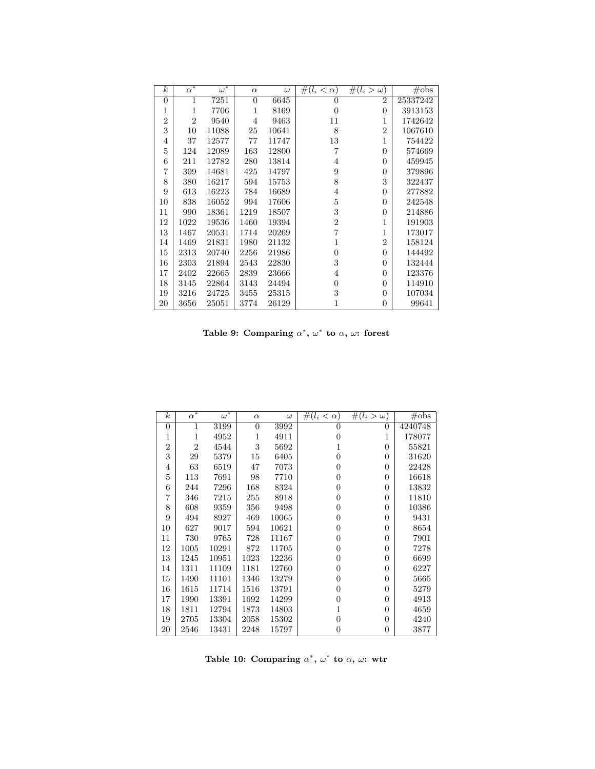| $k$ | $\alpha^*$ | $\omega^*$ | $\alpha$ | $\omega$ | $\#(l_i < \alpha)$ | $\#(l_i > \omega)$ | #obs |
|---|---|---|---|---|---|---|---|
| 0 | 1 | 7251 | 0 | 6645 | 0 | 2 | 25337242 |
| 1 | 1 | 7706 | 1 | 8169 | 0 | 0 | 3913153 |
| 2 | 2 | 9540 | 4 | 9463 | 11 | 1 | 1742642 |
| 3 | 10 | 11088 | 25 | 10641 | 8 | 2 | 1067610 |
| 4 | 37 | 12577 | 77 | 11747 | 13 | 1 | 754422 |
| 5 | 124 | 12089 | 163 | 12800 | 7 | 0 | 574669 |
| 6 | 211 | 12782 | 280 | 13814 | 4 | 0 | 459945 |
| 7 | 309 | 14681 | 425 | 14797 | 9 | 0 | 379896 |
| 8 | 380 | 16217 | 594 | 15753 | 8 | 3 | 322437 |
| 9 | 613 | 16223 | 784 | 16689 | 4 | 0 | 277882 |
| 10 | 838 | 16052 | 994 | 17606 | 5 | 0 | 242548 |
| 11 | 990 | 18361 | 1219 | 18507 | 3 | 0 | 214886 |
| 12 | 1022 | 19536 | 1460 | 19394 | 2 | 1 | 191903 |
| 13 | 1467 | 20531 | 1714 | 20269 | 7 | 1 | 173017 |
| 14 | 1469 | 21831 | 1980 | 21132 | 1 | 2 | 158124 |
| 15 | 2313 | 20740 | 2256 | 21986 | 0 | 0 | 144492 |
| 16 | 2303 | 21894 | 2543 | 22830 | 3 | 0 | 132444 |
| 17 | 2402 | 22665 | 2839 | 23666 | 4 | 0 | 123376 |
| 18 | 3145 | 22864 | 3143 | 24494 | 0 | 0 | 114910 |
| 19 | 3216 | 24725 | 3455 | 25315 | 3 | 0 | 107034 |
| 20 | 3656 | 25051 | 3774 | 26129 | 1 | 0 | 99641 |

**Table 9: Comparing $\alpha^*$, $\omega^*$ to $\alpha$, $\omega$: forest**

| $k$ | $\alpha^*$ | $\omega^*$ | $\alpha$ | $\omega$ | $\#(l_i < \alpha)$ | $\#(l_i > \omega)$ | #obs |
|---|---|---|---|---|---|---|---|
| 0 | 1 | 3199 | 0 | 3992 | 0 | 0 | 4240748 |
| 1 | 1 | 4952 | 1 | 4911 | 0 | 1 | 178077 |
| 2 | 2 | 4544 | 3 | 5692 | 1 | 0 | 55821 |
| 3 | 29 | 5379 | 15 | 6405 | 0 | 0 | 31620 |
| 4 | 63 | 6519 | 47 | 7073 | 0 | 0 | 22428 |
| 5 | 113 | 7691 | 98 | 7710 | 0 | 0 | 16618 |
| 6 | 244 | 7296 | 168 | 8324 | 0 | 0 | 13832 |
| 7 | 346 | 7215 | 255 | 8918 | 0 | 0 | 11810 |
| 8 | 608 | 9359 | 356 | 9498 | 0 | 0 | 10386 |
| 9 | 494 | 8927 | 469 | 10065 | 0 | 0 | 9431 |
| 10 | 627 | 9017 | 594 | 10621 | 0 | 0 | 8654 |
| 11 | 730 | 9765 | 728 | 11167 | 0 | 0 | 7901 |
| 12 | 1005 | 10291 | 872 | 11705 | 0 | 0 | 7278 |
| 13 | 1245 | 10951 | 1023 | 12236 | 0 | 0 | 6699 |
| 14 | 1311 | 11109 | 1181 | 12760 | 0 | 0 | 6227 |
| 15 | 1490 | 11101 | 1346 | 13279 | 0 | 0 | 5665 |
| 16 | 1615 | 11714 | 1516 | 13791 | 0 | 0 | 5279 |
| 17 | 1990 | 13391 | 1692 | 14299 | 0 | 0 | 4913 |
| 18 | 1811 | 12794 | 1873 | 14803 | 1 | 0 | 4659 |
| 19 | 2705 | 13304 | 2058 | 15302 | 0 | 0 | 4240 |
| 20 | 2546 | 13431 | 2248 | 15797 | 0 | 0 | 3877 |

**Table 10: Comparing $\alpha^*$, $\omega^*$ to $\alpha$, $\omega$: wtr**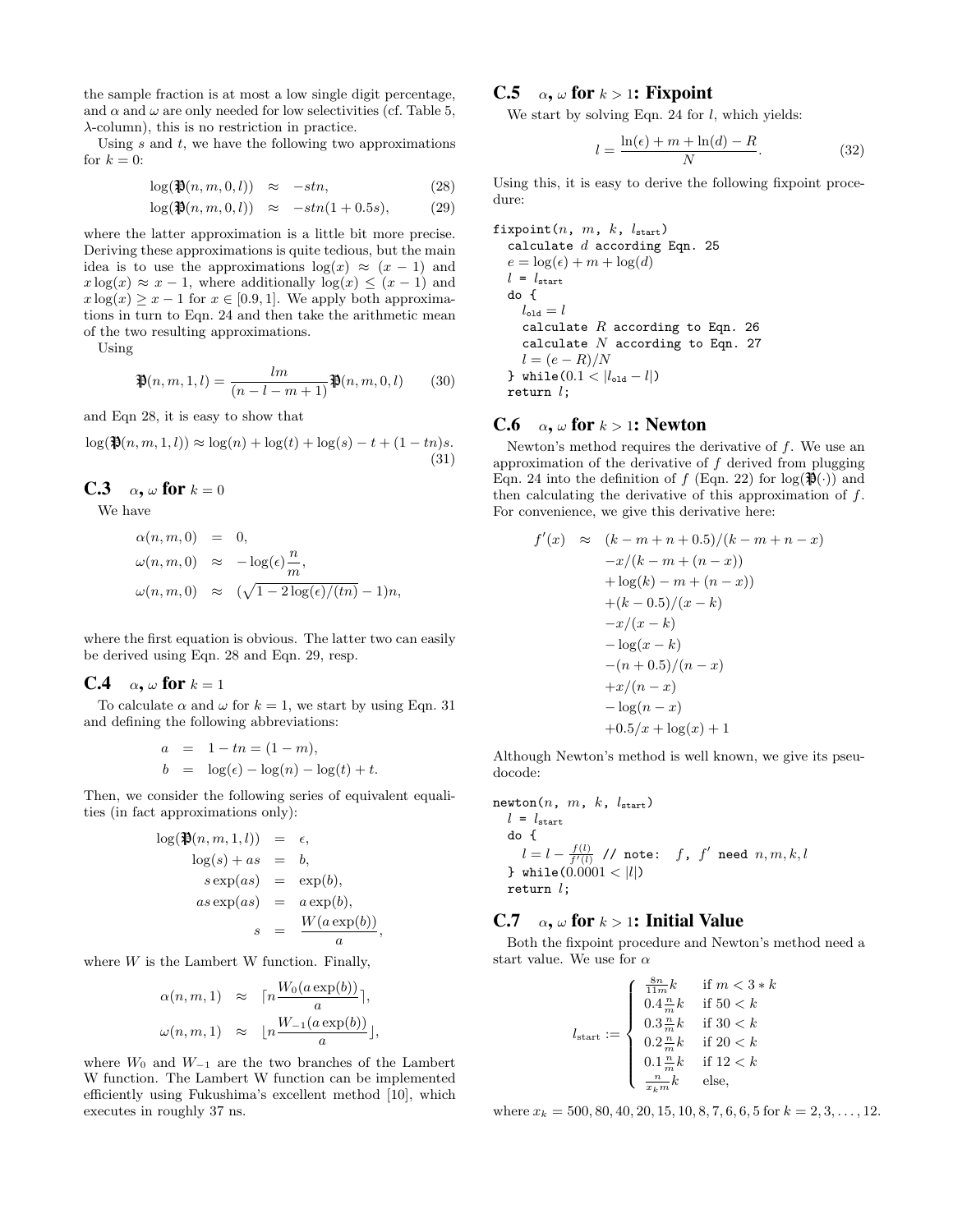the sample fraction is at most a low single digit percentage, and $\alpha$ and $\omega$ are only needed for low selectivities (cf. Table 5, $\lambda$-column), this is no restriction in practice.

Using $s$ and $t$, we have the following two approximations for $k = 0$:

$$\log(\mathfrak{P}(n, m, 0, l)) \approx -stn, \quad (28)$$

$$\log(\mathfrak{P}(n, m, 0, l)) \approx -stn(1 + 0.5s), \quad (29)$$

where the latter approximation is a little bit more precise. Deriving these approximations is quite tedious, but the main idea is to use the approximations $\log(x) \approx (x - 1)$ and $x \log(x) \approx x - 1$, where additionally $\log(x) \leq (x - 1)$ and $x \log(x) \geq x - 1$ for $x \in [0.9, 1]$. We apply both approximations in turn to Eqn. 24 and then take the arithmetic mean of the two resulting approximations.

Using

$$\mathfrak{P}(n, m, 1, l) = \frac{lm}{(n - l - m + 1)} \mathfrak{P}(n, m, 0, l) \quad (30)$$

and Eqn 28, it is easy to show that

$$\log(\mathfrak{P}(n, m, 1, l)) \approx \log(n) + \log(t) + \log(s) - t + (1 - tn)s. \quad (31)$$

### C.3 $\alpha$, $\omega$ for $k = 0$

We have

$$\begin{aligned}
\alpha(n, m, 0) &= 0, \\
\omega(n, m, 0) &\approx -\log(\epsilon)\frac{n}{m}, \\
\omega(n, m, 0) &\approx (\sqrt{1 - 2\log(\epsilon)/(tn)} - 1)n,
\end{aligned}$$

where the first equation is obvious. The latter two can easily be derived using Eqn. 28 and Eqn. 29, resp.

### C.4 $\alpha$, $\omega$ for $k = 1$

To calculate $\alpha$ and $\omega$ for $k = 1$, we start by using Eqn. 31 and defining the following abbreviations:

$$\begin{aligned}
a &= 1 - tn = (1 - m), \\
b &= \log(\epsilon) - \log(n) - \log(t) + t.
\end{aligned}$$

Then, we consider the following series of equivalent equalities (in fact approximations only):

$$\begin{aligned}
\log(\mathfrak{P}(n, m, 1, l)) &= \epsilon, \\
\log(s) + as &= b, \\
s \exp(as) &= \exp(b), \\
as \exp(as) &= a \exp(b), \\
s &= \frac{W(a \exp(b))}{a},
\end{aligned}$$

where $W$ is the Lambert W function. Finally,

$$\begin{aligned}
\alpha(n, m, 1) &\approx \lceil n \frac{W_0(a \exp(b))}{a} \rceil, \\
\omega(n, m, 1) &\approx \lfloor n \frac{W_{-1}(a \exp(b))}{a} \rfloor,
\end{aligned}$$

where $W_0$ and $W_{-1}$ are the two branches of the Lambert W function. The Lambert W function can be implemented efficiently using Fukushima's excellent method [10], which executes in roughly 37 ns.

### C.5 $\alpha$, $\omega$ for $k > 1$: Fixpoint

We start by solving Eqn. 24 for $l$, which yields:

$$l = \frac{\ln(\epsilon) + m + \ln(d) - R}{N}. \quad (32)$$

Using this, it is easy to derive the following fixpoint procedure:

```
fixpoint(n, m, k, l_start)
  calculate d according Eqn. 25
  e = log(ε) + m + log(d)
  l = l_start
  do {
    l_old = l
    calculate R according to Eqn. 26
    calculate N according to Eqn. 27
    l = (e − R)/N
  } while(0.1 < |l_old − l|)
  return l;
```

### C.6 $\alpha$, $\omega$ for $k > 1$: Newton

Newton's method requires the derivative of $f$. We use an approximation of the derivative of $f$ derived from plugging Eqn. 24 into the definition of $f$ (Eqn. 22) for $\log(\mathfrak{P}(\cdot))$ and then calculating the derivative of this approximation of $f$. For convenience, we give this derivative here:

$$\begin{aligned}
f'(x) \approx\ & (k - m + n + 0.5)/(k - m + n - x) \\
& - x/(k - m + (n - x)) \\
& + \log(k) - m + (n - x)) \\
& + (k - 0.5)/(x - k) \\
& - x/(x - k) \\
& - \log(x - k) \\
& - (n + 0.5)/(n - x) \\
& + x/(n - x) \\
& - \log(n - x) \\
& + 0.5/x + \log(x) + 1
\end{aligned}$$

Although Newton's method is well known, we give its pseudocode:

```
newton(n, m, k, l_start)
  l = l_start
  do {
    l = l − f(l)/f'(l)  // note:  f, f' need n, m, k, l
  } while(0.0001 < |l|)
  return l;
```

### C.7 $\alpha$, $\omega$ for $k > 1$: Initial Value

Both the fixpoint procedure and Newton's method need a start value. We use for $\alpha$

$$l_{\text{start}} := \begin{cases}
\frac{8n}{11m}k & \text{if } m < 3 * k \\
0.4\frac{n}{m}k & \text{if } 50 < k \\
0.3\frac{n}{m}k & \text{if } 30 < k \\
0.2\frac{n}{m}k & \text{if } 20 < k \\
0.1\frac{n}{m}k & \text{if } 12 < k \\
\frac{n}{x_k m}k & \text{else},
\end{cases}$$

where $x_k = 500, 80, 40, 20, 15, 10, 8, 7, 6, 6, 5$ for $k = 2, 3, \ldots, 12$.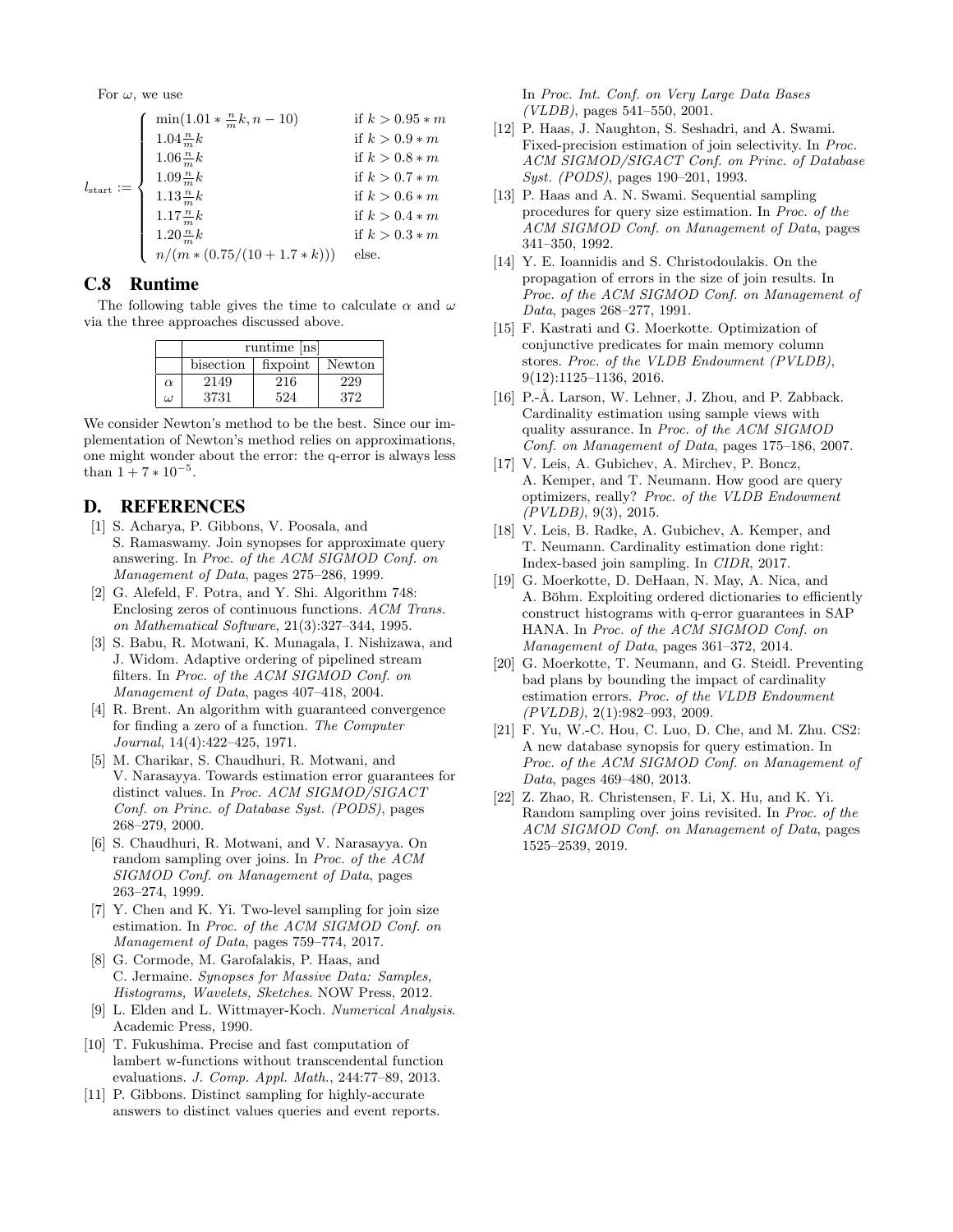For $\omega$, we use

$$
l_{\text{start}} := \begin{cases} \min(1.01 * \frac{n}{m} k, n - 10) & \text{if } k > 0.95 * m \\ 1.04 \frac{n}{m} k & \text{if } k > 0.9 * m \\ 1.06 \frac{n}{m} k & \text{if } k > 0.8 * m \\ 1.09 \frac{n}{m} k & \text{if } k > 0.7 * m \\ 1.13 \frac{n}{m} k & \text{if } k > 0.6 * m \\ 1.17 \frac{n}{m} k & \text{if } k > 0.4 * m \\ 1.20 \frac{n}{m} k & \text{if } k > 0.3 * m \\ n/(m * (0.75/(10 + 1.7 * k))) & \text{else.} \end{cases}
$$

## C.8 Runtime

The following table gives the time to calculate $\alpha$ and $\omega$ via the three approaches discussed above.

| | runtime [ns] | | |
|---|---|---|---|
| | bisection | fixpoint | Newton |
| $\alpha$ | 2149 | 216 | 229 |
| $\omega$ | 3731 | 524 | 372 |

We consider Newton's method to be the best. Since our implementation of Newton's method relies on approximations, one might wonder about the error: the q-error is always less than $1 + 7 * 10^{-5}$.

# D. REFERENCES

[1] S. Acharya, P. Gibbons, V. Poosala, and S. Ramaswamy. Join synopses for approximate query answering. In *Proc. of the ACM SIGMOD Conf. on Management of Data*, pages 275–286, 1999.

[2] G. Alefeld, F. Potra, and Y. Shi. Algorithm 748: Enclosing zeros of continuous functions. *ACM Trans. on Mathematical Software*, 21(3):327–344, 1995.

[3] S. Babu, R. Motwani, K. Munagala, I. Nishizawa, and J. Widom. Adaptive ordering of pipelined stream filters. In *Proc. of the ACM SIGMOD Conf. on Management of Data*, pages 407–418, 2004.

[4] R. Brent. An algorithm with guaranteed convergence for finding a zero of a function. *The Computer Journal*, 14(4):422–425, 1971.

[5] M. Charikar, S. Chaudhuri, R. Motwani, and V. Narasayya. Towards estimation error guarantees for distinct values. In *Proc. ACM SIGMOD/SIGACT Conf. on Princ. of Database Syst. (PODS)*, pages 268–279, 2000.

[6] S. Chaudhuri, R. Motwani, and V. Narasayya. On random sampling over joins. In *Proc. of the ACM SIGMOD Conf. on Management of Data*, pages 263–274, 1999.

[7] Y. Chen and K. Yi. Two-level sampling for join size estimation. In *Proc. of the ACM SIGMOD Conf. on Management of Data*, pages 759–774, 2017.

[8] G. Cormode, M. Garofalakis, P. Haas, and C. Jermaine. *Synopses for Massive Data: Samples, Histograms, Wavelets, Sketches*. NOW Press, 2012.

[9] L. Elden and L. Wittmayer-Koch. *Numerical Analysis*. Academic Press, 1990.

[10] T. Fukushima. Precise and fast computation of lambert w-functions without transcendental function evaluations. *J. Comp. Appl. Math.*, 244:77–89, 2013.

[11] P. Gibbons. Distinct sampling for highly-accurate answers to distinct values queries and event reports. In *Proc. Int. Conf. on Very Large Data Bases (VLDB)*, pages 541–550, 2001.

[12] P. Haas, J. Naughton, S. Seshadri, and A. Swami. Fixed-precision estimation of join selectivity. In *Proc. ACM SIGMOD/SIGACT Conf. on Princ. of Database Syst. (PODS)*, pages 190–201, 1993.

[13] P. Haas and A. N. Swami. Sequential sampling procedures for query size estimation. In *Proc. of the ACM SIGMOD Conf. on Management of Data*, pages 341–350, 1992.

[14] Y. E. Ioannidis and S. Christodoulakis. On the propagation of errors in the size of join results. In *Proc. of the ACM SIGMOD Conf. on Management of Data*, pages 268–277, 1991.

[15] F. Kastrati and G. Moerkotte. Optimization of conjunctive predicates for main memory column stores. *Proc. of the VLDB Endowment (PVLDB)*, 9(12):1125–1136, 2016.

[16] P.-Å. Larson, W. Lehner, J. Zhou, and P. Zabback. Cardinality estimation using sample views with quality assurance. In *Proc. of the ACM SIGMOD Conf. on Management of Data*, pages 175–186, 2007.

[17] V. Leis, A. Gubichev, A. Mirchev, P. Boncz, A. Kemper, and T. Neumann. How good are query optimizers, really? *Proc. of the VLDB Endowment (PVLDB)*, 9(3), 2015.

[18] V. Leis, B. Radke, A. Gubichev, A. Kemper, and T. Neumann. Cardinality estimation done right: Index-based join sampling. In *CIDR*, 2017.

[19] G. Moerkotte, D. DeHaan, N. May, A. Nica, and A. Böhm. Exploiting ordered dictionaries to efficiently construct histograms with q-error guarantees in SAP HANA. In *Proc. of the ACM SIGMOD Conf. on Management of Data*, pages 361–372, 2014.

[20] G. Moerkotte, T. Neumann, and G. Steidl. Preventing bad plans by bounding the impact of cardinality estimation errors. *Proc. of the VLDB Endowment (PVLDB)*, 2(1):982–993, 2009.

[21] F. Yu, W.-C. Hou, C. Luo, D. Che, and M. Zhu. CS2: A new database synopsis for query estimation. In *Proc. of the ACM SIGMOD Conf. on Management of Data*, pages 469–480, 2013.

[22] Z. Zhao, R. Christensen, F. Li, X. Hu, and K. Yi. Random sampling over joins revisited. In *Proc. of the ACM SIGMOD Conf. on Management of Data*, pages 1525–2539, 2019.